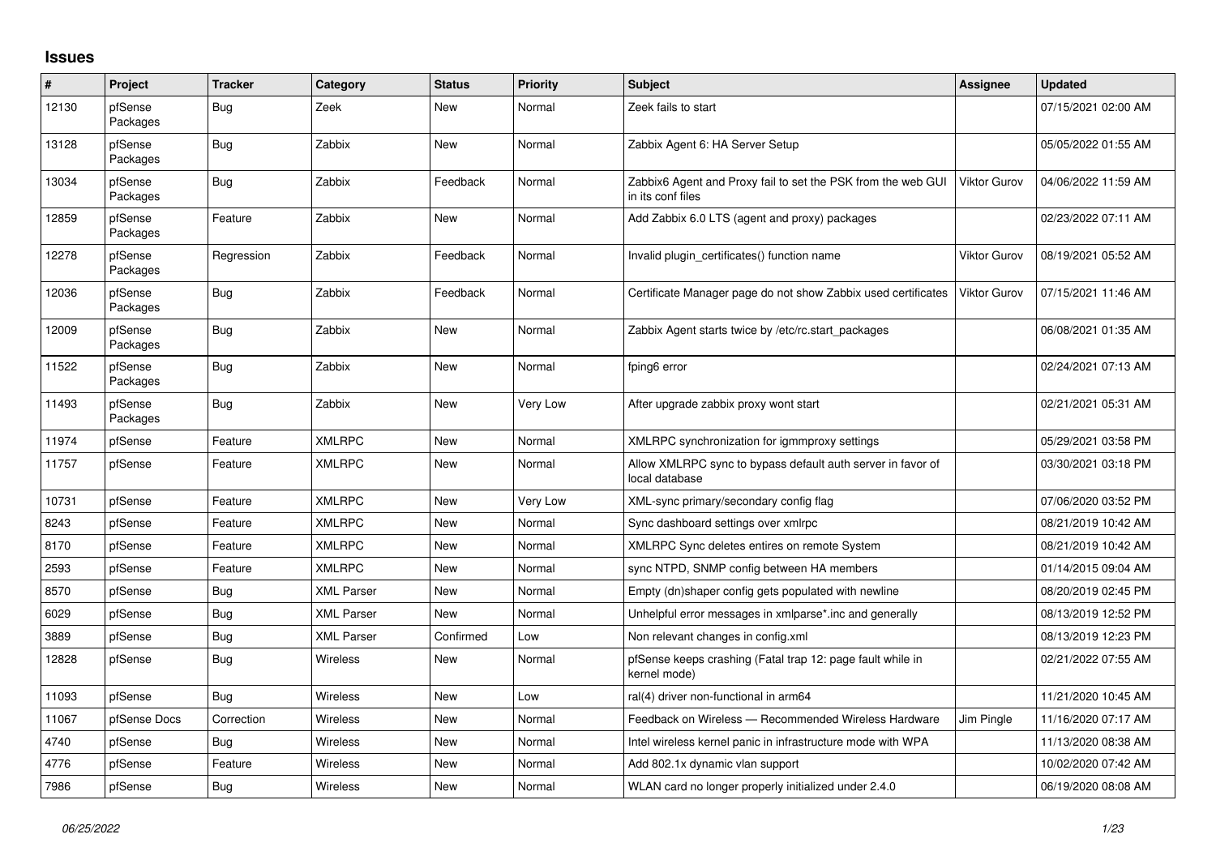## Issues

| # | Project | Tracker | Category | Status | Priority | Subject | Assignee | Updated |
|---|---|---|---|---|---|---|---|---|
| 12130 | pfSense Packages | Bug | Zeek | New | Normal | Zeek fails to start | | 07/15/2021 02:00 AM |
| 13128 | pfSense Packages | Bug | Zabbix | New | Normal | Zabbix Agent 6: HA Server Setup | | 05/05/2022 01:55 AM |
| 13034 | pfSense Packages | Bug | Zabbix | Feedback | Normal | Zabbix6 Agent and Proxy fail to set the PSK from the web GUI in its conf files | Viktor Gurov | 04/06/2022 11:59 AM |
| 12859 | pfSense Packages | Feature | Zabbix | New | Normal | Add Zabbix 6.0 LTS (agent and proxy) packages | | 02/23/2022 07:11 AM |
| 12278 | pfSense Packages | Regression | Zabbix | Feedback | Normal | Invalid plugin_certificates() function name | Viktor Gurov | 08/19/2021 05:52 AM |
| 12036 | pfSense Packages | Bug | Zabbix | Feedback | Normal | Certificate Manager page do not show Zabbix used certificates | Viktor Gurov | 07/15/2021 11:46 AM |
| 12009 | pfSense Packages | Bug | Zabbix | New | Normal | Zabbix Agent starts twice by /etc/rc.start_packages | | 06/08/2021 01:35 AM |
| 11522 | pfSense Packages | Bug | Zabbix | New | Normal | fping6 error | | 02/24/2021 07:13 AM |
| 11493 | pfSense Packages | Bug | Zabbix | New | Very Low | After upgrade zabbix proxy wont start | | 02/21/2021 05:31 AM |
| 11974 | pfSense | Feature | XMLRPC | New | Normal | XMLRPC synchronization for igmmproxy settings | | 05/29/2021 03:58 PM |
| 11757 | pfSense | Feature | XMLRPC | New | Normal | Allow XMLRPC sync to bypass default auth server in favor of local database | | 03/30/2021 03:18 PM |
| 10731 | pfSense | Feature | XMLRPC | New | Very Low | XML-sync primary/secondary config flag | | 07/06/2020 03:52 PM |
| 8243 | pfSense | Feature | XMLRPC | New | Normal | Sync dashboard settings over xmlrpc | | 08/21/2019 10:42 AM |
| 8170 | pfSense | Feature | XMLRPC | New | Normal | XMLRPC Sync deletes entires on remote System | | 08/21/2019 10:42 AM |
| 2593 | pfSense | Feature | XMLRPC | New | Normal | sync NTPD, SNMP config between HA members | | 01/14/2015 09:04 AM |
| 8570 | pfSense | Bug | XML Parser | New | Normal | Empty (dn)shaper config gets populated with newline | | 08/20/2019 02:45 PM |
| 6029 | pfSense | Bug | XML Parser | New | Normal | Unhelpful error messages in xmlparse*.inc and generally | | 08/13/2019 12:52 PM |
| 3889 | pfSense | Bug | XML Parser | Confirmed | Low | Non relevant changes in config.xml | | 08/13/2019 12:23 PM |
| 12828 | pfSense | Bug | Wireless | New | Normal | pfSense keeps crashing (Fatal trap 12: page fault while in kernel mode) | | 02/21/2022 07:55 AM |
| 11093 | pfSense | Bug | Wireless | New | Low | ral(4) driver non-functional in arm64 | | 11/21/2020 10:45 AM |
| 11067 | pfSense Docs | Correction | Wireless | New | Normal | Feedback on Wireless — Recommended Wireless Hardware | Jim Pingle | 11/16/2020 07:17 AM |
| 4740 | pfSense | Bug | Wireless | New | Normal | Intel wireless kernel panic in infrastructure mode with WPA | | 11/13/2020 08:38 AM |
| 4776 | pfSense | Feature | Wireless | New | Normal | Add 802.1x dynamic vlan support | | 10/02/2020 07:42 AM |
| 7986 | pfSense | Bug | Wireless | New | Normal | WLAN card no longer properly initialized under 2.4.0 | | 06/19/2020 08:08 AM |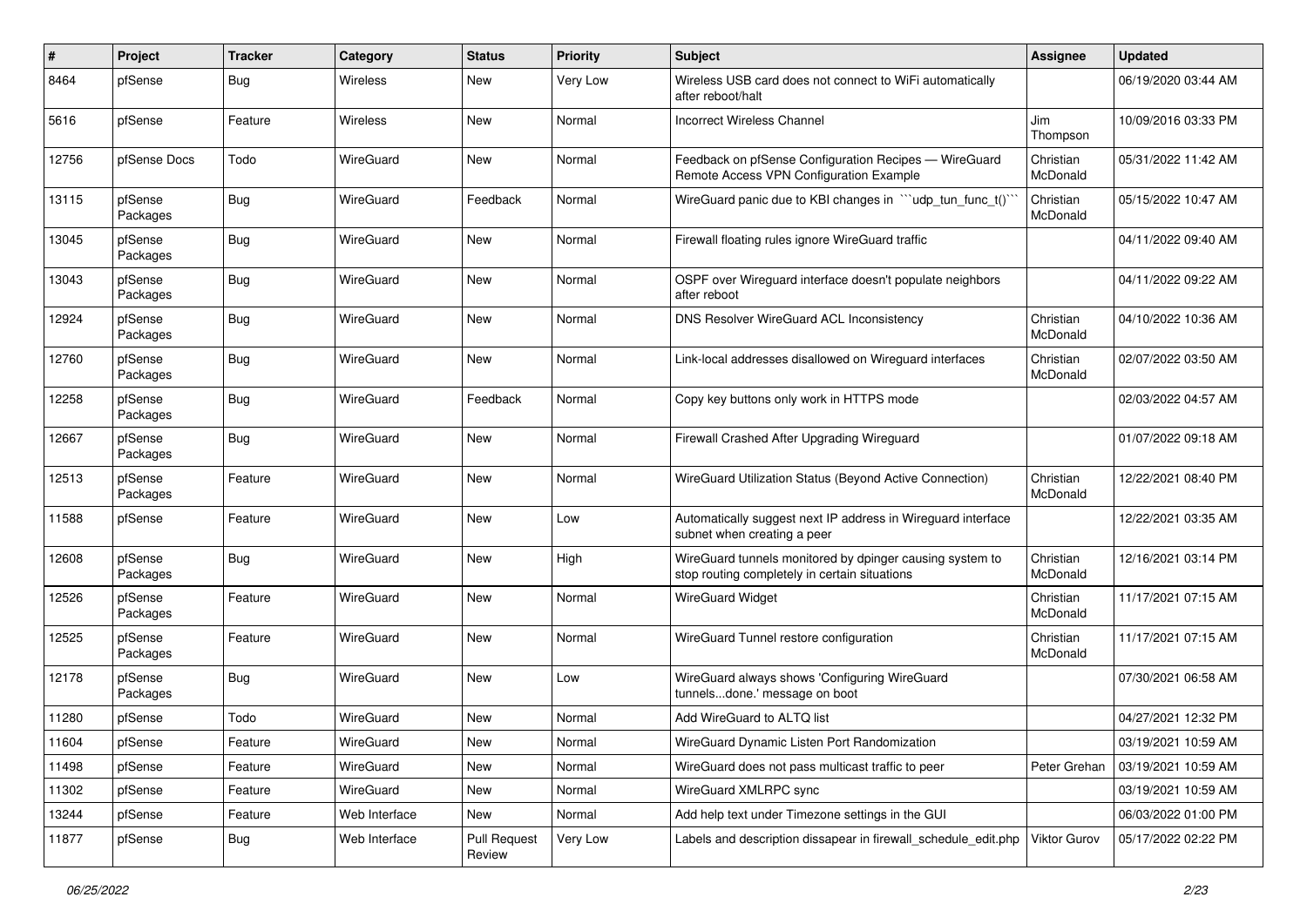| # | Project | Tracker | Category | Status | Priority | Subject | Assignee | Updated |
|---|---|---|---|---|---|---|---|---|
| 8464 | pfSense | Bug | Wireless | New | Very Low | Wireless USB card does not connect to WiFi automatically after reboot/halt | | 06/19/2020 03:44 AM |
| 5616 | pfSense | Feature | Wireless | New | Normal | Incorrect Wireless Channel | Jim Thompson | 10/09/2016 03:33 PM |
| 12756 | pfSense Docs | Todo | WireGuard | New | Normal | Feedback on pfSense Configuration Recipes — WireGuard Remote Access VPN Configuration Example | Christian McDonald | 05/31/2022 11:42 AM |
| 13115 | pfSense Packages | Bug | WireGuard | Feedback | Normal | WireGuard panic due to KBI changes in ```udp_tun_func_t()``` | Christian McDonald | 05/15/2022 10:47 AM |
| 13045 | pfSense Packages | Bug | WireGuard | New | Normal | Firewall floating rules ignore WireGuard traffic | | 04/11/2022 09:40 AM |
| 13043 | pfSense Packages | Bug | WireGuard | New | Normal | OSPF over Wireguard interface doesn't populate neighbors after reboot | | 04/11/2022 09:22 AM |
| 12924 | pfSense Packages | Bug | WireGuard | New | Normal | DNS Resolver WireGuard ACL Inconsistency | Christian McDonald | 04/10/2022 10:36 AM |
| 12760 | pfSense Packages | Bug | WireGuard | New | Normal | Link-local addresses disallowed on Wireguard interfaces | Christian McDonald | 02/07/2022 03:50 AM |
| 12258 | pfSense Packages | Bug | WireGuard | Feedback | Normal | Copy key buttons only work in HTTPS mode | | 02/03/2022 04:57 AM |
| 12667 | pfSense Packages | Bug | WireGuard | New | Normal | Firewall Crashed After Upgrading Wireguard | | 01/07/2022 09:18 AM |
| 12513 | pfSense Packages | Feature | WireGuard | New | Normal | WireGuard Utilization Status (Beyond Active Connection) | Christian McDonald | 12/22/2021 08:40 PM |
| 11588 | pfSense | Feature | WireGuard | New | Low | Automatically suggest next IP address in Wireguard interface subnet when creating a peer | | 12/22/2021 03:35 AM |
| 12608 | pfSense Packages | Bug | WireGuard | New | High | WireGuard tunnels monitored by dpinger causing system to stop routing completely in certain situations | Christian McDonald | 12/16/2021 03:14 PM |
| 12526 | pfSense Packages | Feature | WireGuard | New | Normal | WireGuard Widget | Christian McDonald | 11/17/2021 07:15 AM |
| 12525 | pfSense Packages | Feature | WireGuard | New | Normal | WireGuard Tunnel restore configuration | Christian McDonald | 11/17/2021 07:15 AM |
| 12178 | pfSense Packages | Bug | WireGuard | New | Low | WireGuard always shows 'Configuring WireGuard tunnels...done.' message on boot | | 07/30/2021 06:58 AM |
| 11280 | pfSense | Todo | WireGuard | New | Normal | Add WireGuard to ALTQ list | | 04/27/2021 12:32 PM |
| 11604 | pfSense | Feature | WireGuard | New | Normal | WireGuard Dynamic Listen Port Randomization | | 03/19/2021 10:59 AM |
| 11498 | pfSense | Feature | WireGuard | New | Normal | WireGuard does not pass multicast traffic to peer | Peter Grehan | 03/19/2021 10:59 AM |
| 11302 | pfSense | Feature | WireGuard | New | Normal | WireGuard XMLRPC sync | | 03/19/2021 10:59 AM |
| 13244 | pfSense | Feature | Web Interface | New | Normal | Add help text under Timezone settings in the GUI | | 06/03/2022 01:00 PM |
| 11877 | pfSense | Bug | Web Interface | Pull Request Review | Very Low | Labels and description dissapear in firewall_schedule_edit.php | Viktor Gurov | 05/17/2022 02:22 PM |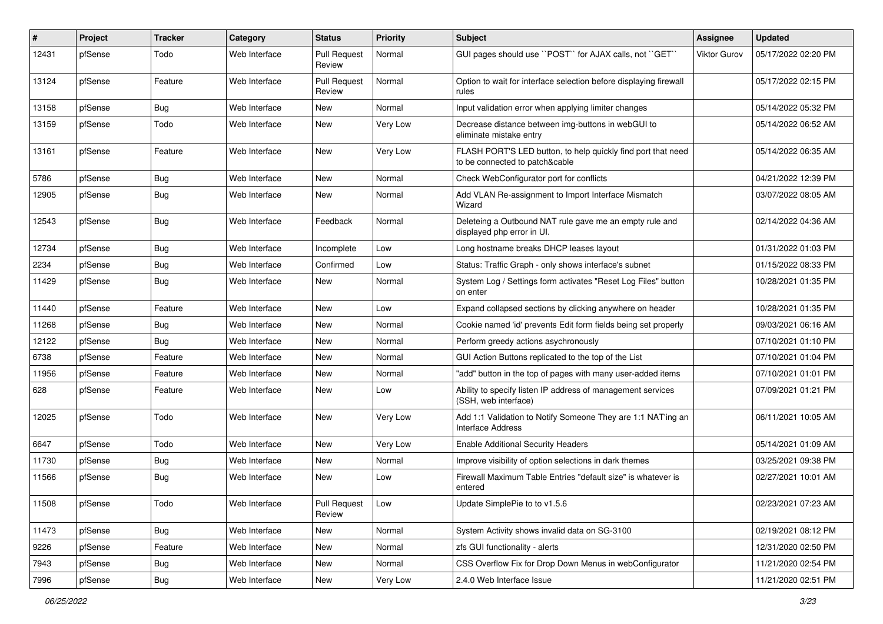| # | Project | Tracker | Category | Status | Priority | Subject | Assignee | Updated |
|---|---|---|---|---|---|---|---|---|
| 12431 | pfSense | Todo | Web Interface | Pull Request Review | Normal | GUI pages should use ``POST`` for AJAX calls, not ``GET`` | Viktor Gurov | 05/17/2022 02:20 PM |
| 13124 | pfSense | Feature | Web Interface | Pull Request Review | Normal | Option to wait for interface selection before displaying firewall rules | | 05/17/2022 02:15 PM |
| 13158 | pfSense | Bug | Web Interface | New | Normal | Input validation error when applying limiter changes | | 05/14/2022 05:32 PM |
| 13159 | pfSense | Todo | Web Interface | New | Very Low | Decrease distance between img-buttons in webGUI to eliminate mistake entry | | 05/14/2022 06:52 AM |
| 13161 | pfSense | Feature | Web Interface | New | Very Low | FLASH PORT'S LED button, to help quickly find port that need to be connected to patch&cable | | 05/14/2022 06:35 AM |
| 5786 | pfSense | Bug | Web Interface | New | Normal | Check WebConfigurator port for conflicts | | 04/21/2022 12:39 PM |
| 12905 | pfSense | Bug | Web Interface | New | Normal | Add VLAN Re-assignment to Import Interface Mismatch Wizard | | 03/07/2022 08:05 AM |
| 12543 | pfSense | Bug | Web Interface | Feedback | Normal | Deleteing a Outbound NAT rule gave me an empty rule and displayed php error in UI. | | 02/14/2022 04:36 AM |
| 12734 | pfSense | Bug | Web Interface | Incomplete | Low | Long hostname breaks DHCP leases layout | | 01/31/2022 01:03 PM |
| 2234 | pfSense | Bug | Web Interface | Confirmed | Low | Status: Traffic Graph - only shows interface's subnet | | 01/15/2022 08:33 PM |
| 11429 | pfSense | Bug | Web Interface | New | Normal | System Log / Settings form activates "Reset Log Files" button on enter | | 10/28/2021 01:35 PM |
| 11440 | pfSense | Feature | Web Interface | New | Low | Expand collapsed sections by clicking anywhere on header | | 10/28/2021 01:35 PM |
| 11268 | pfSense | Bug | Web Interface | New | Normal | Cookie named 'id' prevents Edit form fields being set properly | | 09/03/2021 06:16 AM |
| 12122 | pfSense | Bug | Web Interface | New | Normal | Perform greedy actions asychronously | | 07/10/2021 01:10 PM |
| 6738 | pfSense | Feature | Web Interface | New | Normal | GUI Action Buttons replicated to the top of the List | | 07/10/2021 01:04 PM |
| 11956 | pfSense | Feature | Web Interface | New | Normal | "add" button in the top of pages with many user-added items | | 07/10/2021 01:01 PM |
| 628 | pfSense | Feature | Web Interface | New | Low | Ability to specify listen IP address of management services (SSH, web interface) | | 07/09/2021 01:21 PM |
| 12025 | pfSense | Todo | Web Interface | New | Very Low | Add 1:1 Validation to Notify Someone They are 1:1 NAT'ing an Interface Address | | 06/11/2021 10:05 AM |
| 6647 | pfSense | Todo | Web Interface | New | Very Low | Enable Additional Security Headers | | 05/14/2021 01:09 AM |
| 11730 | pfSense | Bug | Web Interface | New | Normal | Improve visibility of option selections in dark themes | | 03/25/2021 09:38 PM |
| 11566 | pfSense | Bug | Web Interface | New | Low | Firewall Maximum Table Entries "default size" is whatever is entered | | 02/27/2021 10:01 AM |
| 11508 | pfSense | Todo | Web Interface | Pull Request Review | Low | Update SimplePie to to v1.5.6 | | 02/23/2021 07:23 AM |
| 11473 | pfSense | Bug | Web Interface | New | Normal | System Activity shows invalid data on SG-3100 | | 02/19/2021 08:12 PM |
| 9226 | pfSense | Feature | Web Interface | New | Normal | zfs GUI functionality - alerts | | 12/31/2020 02:50 PM |
| 7943 | pfSense | Bug | Web Interface | New | Normal | CSS Overflow Fix for Drop Down Menus in webConfigurator | | 11/21/2020 02:54 PM |
| 7996 | pfSense | Bug | Web Interface | New | Very Low | 2.4.0 Web Interface Issue | | 11/21/2020 02:51 PM |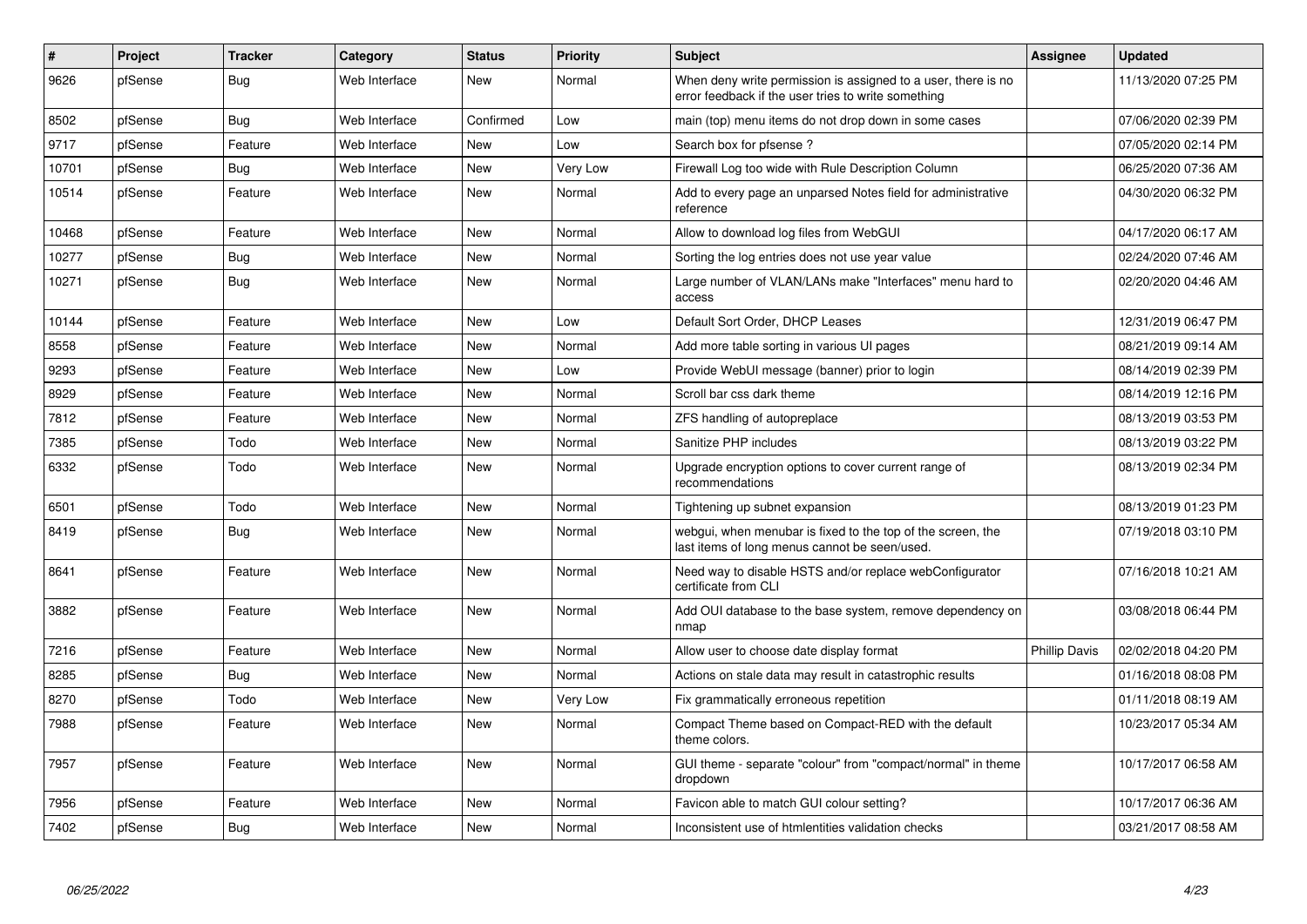| # | Project | Tracker | Category | Status | Priority | Subject | Assignee | Updated |
|---|---|---|---|---|---|---|---|---|
| 9626 | pfSense | Bug | Web Interface | New | Normal | When deny write permission is assigned to a user, there is no error feedback if the user tries to write something | | 11/13/2020 07:25 PM |
| 8502 | pfSense | Bug | Web Interface | Confirmed | Low | main (top) menu items do not drop down in some cases | | 07/06/2020 02:39 PM |
| 9717 | pfSense | Feature | Web Interface | New | Low | Search box for pfsense ? | | 07/05/2020 02:14 PM |
| 10701 | pfSense | Bug | Web Interface | New | Very Low | Firewall Log too wide with Rule Description Column | | 06/25/2020 07:36 AM |
| 10514 | pfSense | Feature | Web Interface | New | Normal | Add to every page an unparsed Notes field for administrative reference | | 04/30/2020 06:32 PM |
| 10468 | pfSense | Feature | Web Interface | New | Normal | Allow to download log files from WebGUI | | 04/17/2020 06:17 AM |
| 10277 | pfSense | Bug | Web Interface | New | Normal | Sorting the log entries does not use year value | | 02/24/2020 07:46 AM |
| 10271 | pfSense | Bug | Web Interface | New | Normal | Large number of VLAN/LANs make "Interfaces" menu hard to access | | 02/20/2020 04:46 AM |
| 10144 | pfSense | Feature | Web Interface | New | Low | Default Sort Order, DHCP Leases | | 12/31/2019 06:47 PM |
| 8558 | pfSense | Feature | Web Interface | New | Normal | Add more table sorting in various UI pages | | 08/21/2019 09:14 AM |
| 9293 | pfSense | Feature | Web Interface | New | Low | Provide WebUI message (banner) prior to login | | 08/14/2019 02:39 PM |
| 8929 | pfSense | Feature | Web Interface | New | Normal | Scroll bar css dark theme | | 08/14/2019 12:16 PM |
| 7812 | pfSense | Feature | Web Interface | New | Normal | ZFS handling of autopreplace | | 08/13/2019 03:53 PM |
| 7385 | pfSense | Todo | Web Interface | New | Normal | Sanitize PHP includes | | 08/13/2019 03:22 PM |
| 6332 | pfSense | Todo | Web Interface | New | Normal | Upgrade encryption options to cover current range of recommendations | | 08/13/2019 02:34 PM |
| 6501 | pfSense | Todo | Web Interface | New | Normal | Tightening up subnet expansion | | 08/13/2019 01:23 PM |
| 8419 | pfSense | Bug | Web Interface | New | Normal | webgui, when menubar is fixed to the top of the screen, the last items of long menus cannot be seen/used. | | 07/19/2018 03:10 PM |
| 8641 | pfSense | Feature | Web Interface | New | Normal | Need way to disable HSTS and/or replace webConfigurator certificate from CLI | | 07/16/2018 10:21 AM |
| 3882 | pfSense | Feature | Web Interface | New | Normal | Add OUI database to the base system, remove dependency on nmap | | 03/08/2018 06:44 PM |
| 7216 | pfSense | Feature | Web Interface | New | Normal | Allow user to choose date display format | Phillip Davis | 02/02/2018 04:20 PM |
| 8285 | pfSense | Bug | Web Interface | New | Normal | Actions on stale data may result in catastrophic results | | 01/16/2018 08:08 PM |
| 8270 | pfSense | Todo | Web Interface | New | Very Low | Fix grammatically erroneous repetition | | 01/11/2018 08:19 AM |
| 7988 | pfSense | Feature | Web Interface | New | Normal | Compact Theme based on Compact-RED with the default theme colors. | | 10/23/2017 05:34 AM |
| 7957 | pfSense | Feature | Web Interface | New | Normal | GUI theme - separate "colour" from "compact/normal" in theme dropdown | | 10/17/2017 06:58 AM |
| 7956 | pfSense | Feature | Web Interface | New | Normal | Favicon able to match GUI colour setting? | | 10/17/2017 06:36 AM |
| 7402 | pfSense | Bug | Web Interface | New | Normal | Inconsistent use of htmlentities validation checks | | 03/21/2017 08:58 AM |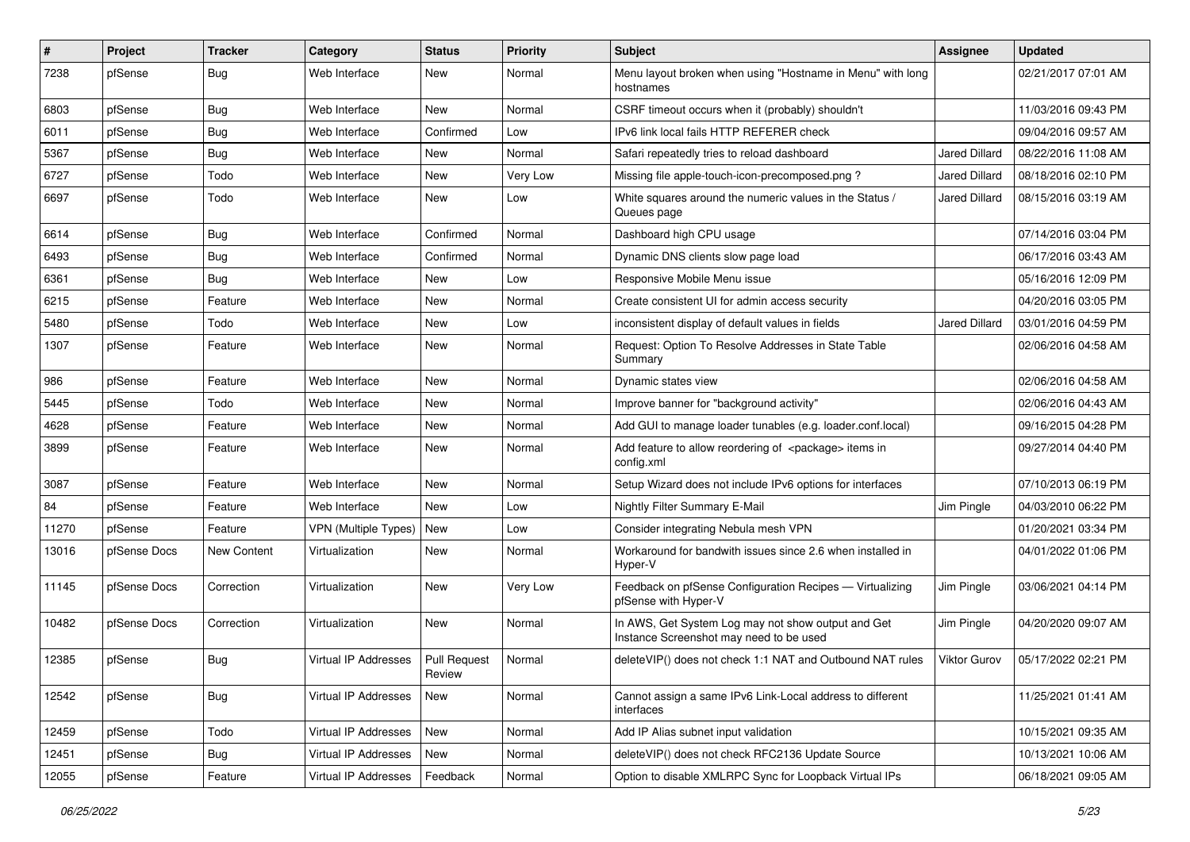| # | Project | Tracker | Category | Status | Priority | Subject | Assignee | Updated |
| --- | --- | --- | --- | --- | --- | --- | --- | --- |
| 7238 | pfSense | Bug | Web Interface | New | Normal | Menu layout broken when using "Hostname in Menu" with long hostnames | | 02/21/2017 07:01 AM |
| 6803 | pfSense | Bug | Web Interface | New | Normal | CSRF timeout occurs when it (probably) shouldn't | | 11/03/2016 09:43 PM |
| 6011 | pfSense | Bug | Web Interface | Confirmed | Low | IPv6 link local fails HTTP REFERER check | | 09/04/2016 09:57 AM |
| 5367 | pfSense | Bug | Web Interface | New | Normal | Safari repeatedly tries to reload dashboard | Jared Dillard | 08/22/2016 11:08 AM |
| 6727 | pfSense | Todo | Web Interface | New | Very Low | Missing file apple-touch-icon-precomposed.png ? | Jared Dillard | 08/18/2016 02:10 PM |
| 6697 | pfSense | Todo | Web Interface | New | Low | White squares around the numeric values in the Status / Queues page | Jared Dillard | 08/15/2016 03:19 AM |
| 6614 | pfSense | Bug | Web Interface | Confirmed | Normal | Dashboard high CPU usage | | 07/14/2016 03:04 PM |
| 6493 | pfSense | Bug | Web Interface | Confirmed | Normal | Dynamic DNS clients slow page load | | 06/17/2016 03:43 AM |
| 6361 | pfSense | Bug | Web Interface | New | Low | Responsive Mobile Menu issue | | 05/16/2016 12:09 PM |
| 6215 | pfSense | Feature | Web Interface | New | Normal | Create consistent UI for admin access security | | 04/20/2016 03:05 PM |
| 5480 | pfSense | Todo | Web Interface | New | Low | inconsistent display of default values in fields | Jared Dillard | 03/01/2016 04:59 PM |
| 1307 | pfSense | Feature | Web Interface | New | Normal | Request: Option To Resolve Addresses in State Table Summary | | 02/06/2016 04:58 AM |
| 986 | pfSense | Feature | Web Interface | New | Normal | Dynamic states view | | 02/06/2016 04:58 AM |
| 5445 | pfSense | Todo | Web Interface | New | Normal | Improve banner for "background activity" | | 02/06/2016 04:43 AM |
| 4628 | pfSense | Feature | Web Interface | New | Normal | Add GUI to manage loader tunables (e.g. loader.conf.local) | | 09/16/2015 04:28 PM |
| 3899 | pfSense | Feature | Web Interface | New | Normal | Add feature to allow reordering of <package> items in config.xml | | 09/27/2014 04:40 PM |
| 3087 | pfSense | Feature | Web Interface | New | Normal | Setup Wizard does not include IPv6 options for interfaces | | 07/10/2013 06:19 PM |
| 84 | pfSense | Feature | Web Interface | New | Low | Nightly Filter Summary E-Mail | Jim Pingle | 04/03/2010 06:22 PM |
| 11270 | pfSense | Feature | VPN (Multiple Types) | New | Low | Consider integrating Nebula mesh VPN | | 01/20/2021 03:34 PM |
| 13016 | pfSense Docs | New Content | Virtualization | New | Normal | Workaround for bandwith issues since 2.6 when installed in Hyper-V | | 04/01/2022 01:06 PM |
| 11145 | pfSense Docs | Correction | Virtualization | New | Very Low | Feedback on pfSense Configuration Recipes — Virtualizing pfSense with Hyper-V | Jim Pingle | 03/06/2021 04:14 PM |
| 10482 | pfSense Docs | Correction | Virtualization | New | Normal | In AWS, Get System Log may not show output and Get Instance Screenshot may need to be used | Jim Pingle | 04/20/2020 09:07 AM |
| 12385 | pfSense | Bug | Virtual IP Addresses | Pull Request Review | Normal | deleteVIP() does not check 1:1 NAT and Outbound NAT rules | Viktor Gurov | 05/17/2022 02:21 PM |
| 12542 | pfSense | Bug | Virtual IP Addresses | New | Normal | Cannot assign a same IPv6 Link-Local address to different interfaces | | 11/25/2021 01:41 AM |
| 12459 | pfSense | Todo | Virtual IP Addresses | New | Normal | Add IP Alias subnet input validation | | 10/15/2021 09:35 AM |
| 12451 | pfSense | Bug | Virtual IP Addresses | New | Normal | deleteVIP() does not check RFC2136 Update Source | | 10/13/2021 10:06 AM |
| 12055 | pfSense | Feature | Virtual IP Addresses | Feedback | Normal | Option to disable XMLRPC Sync for Loopback Virtual IPs | | 06/18/2021 09:05 AM |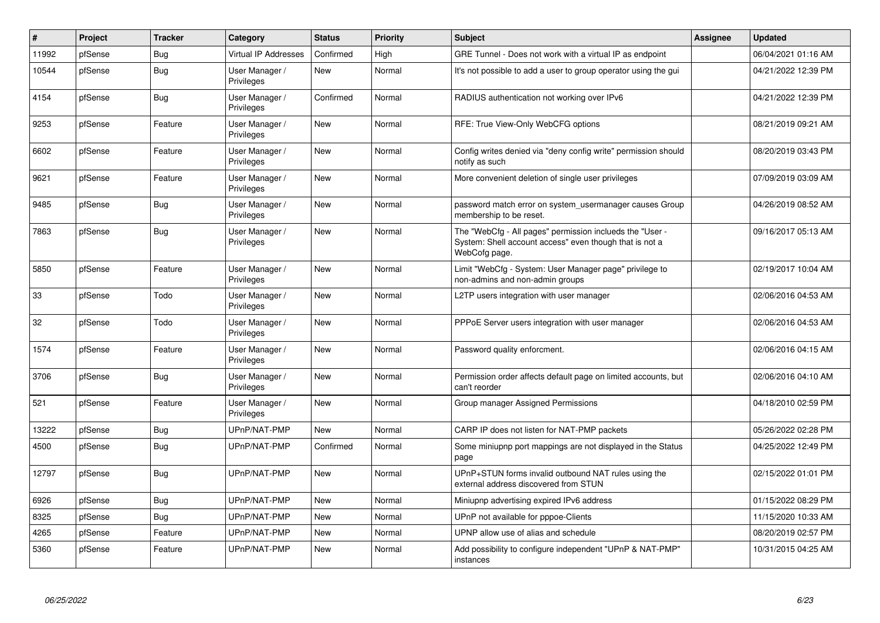| # | Project | Tracker | Category | Status | Priority | Subject | Assignee | Updated |
| --- | --- | --- | --- | --- | --- | --- | --- | --- |
| 11992 | pfSense | Bug | Virtual IP Addresses | Confirmed | High | GRE Tunnel - Does not work with a virtual IP as endpoint | | 06/04/2021 01:16 AM |
| 10544 | pfSense | Bug | User Manager / Privileges | New | Normal | It's not possible to add a user to group operator using the gui | | 04/21/2022 12:39 PM |
| 4154 | pfSense | Bug | User Manager / Privileges | Confirmed | Normal | RADIUS authentication not working over IPv6 | | 04/21/2022 12:39 PM |
| 9253 | pfSense | Feature | User Manager / Privileges | New | Normal | RFE: True View-Only WebCFG options | | 08/21/2019 09:21 AM |
| 6602 | pfSense | Feature | User Manager / Privileges | New | Normal | Config writes denied via "deny config write" permission should notify as such | | 08/20/2019 03:43 PM |
| 9621 | pfSense | Feature | User Manager / Privileges | New | Normal | More convenient deletion of single user privileges | | 07/09/2019 03:09 AM |
| 9485 | pfSense | Bug | User Manager / Privileges | New | Normal | password match error on system_usermanager causes Group membership to be reset. | | 04/26/2019 08:52 AM |
| 7863 | pfSense | Bug | User Manager / Privileges | New | Normal | The "WebCfg - All pages" permission inclueds the "User - System: Shell account access" even though that is not a WebCofg page. | | 09/16/2017 05:13 AM |
| 5850 | pfSense | Feature | User Manager / Privileges | New | Normal | Limit "WebCfg - System: User Manager page" privilege to non-admins and non-admin groups | | 02/19/2017 10:04 AM |
| 33 | pfSense | Todo | User Manager / Privileges | New | Normal | L2TP users integration with user manager | | 02/06/2016 04:53 AM |
| 32 | pfSense | Todo | User Manager / Privileges | New | Normal | PPPoE Server users integration with user manager | | 02/06/2016 04:53 AM |
| 1574 | pfSense | Feature | User Manager / Privileges | New | Normal | Password quality enforcment. | | 02/06/2016 04:15 AM |
| 3706 | pfSense | Bug | User Manager / Privileges | New | Normal | Permission order affects default page on limited accounts, but can't reorder | | 02/06/2016 04:10 AM |
| 521 | pfSense | Feature | User Manager / Privileges | New | Normal | Group manager Assigned Permissions | | 04/18/2010 02:59 PM |
| 13222 | pfSense | Bug | UPnP/NAT-PMP | New | Normal | CARP IP does not listen for NAT-PMP packets | | 05/26/2022 02:28 PM |
| 4500 | pfSense | Bug | UPnP/NAT-PMP | Confirmed | Normal | Some miniupnp port mappings are not displayed in the Status page | | 04/25/2022 12:49 PM |
| 12797 | pfSense | Bug | UPnP/NAT-PMP | New | Normal | UPnP+STUN forms invalid outbound NAT rules using the external address discovered from STUN | | 02/15/2022 01:01 PM |
| 6926 | pfSense | Bug | UPnP/NAT-PMP | New | Normal | Miniupnp advertising expired IPv6 address | | 01/15/2022 08:29 PM |
| 8325 | pfSense | Bug | UPnP/NAT-PMP | New | Normal | UPnP not available for pppoe-Clients | | 11/15/2020 10:33 AM |
| 4265 | pfSense | Feature | UPnP/NAT-PMP | New | Normal | UPNP allow use of alias and schedule | | 08/20/2019 02:57 PM |
| 5360 | pfSense | Feature | UPnP/NAT-PMP | New | Normal | Add possibility to configure independent "UPnP & NAT-PMP" instances | | 10/31/2015 04:25 AM |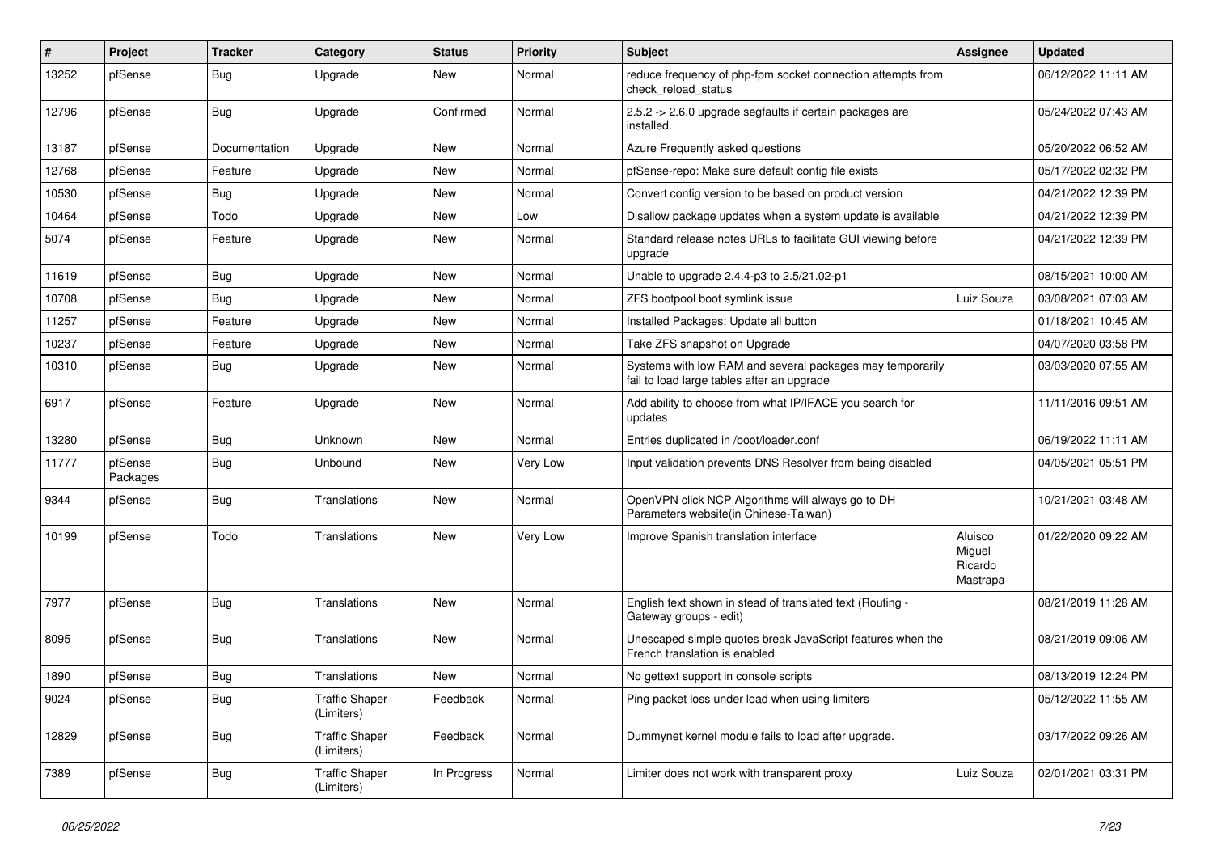| # | Project | Tracker | Category | Status | Priority | Subject | Assignee | Updated |
|---|---|---|---|---|---|---|---|---|
| 13252 | pfSense | Bug | Upgrade | New | Normal | reduce frequency of php-fpm socket connection attempts from check_reload_status | | 06/12/2022 11:11 AM |
| 12796 | pfSense | Bug | Upgrade | Confirmed | Normal | 2.5.2 -> 2.6.0 upgrade segfaults if certain packages are installed. | | 05/24/2022 07:43 AM |
| 13187 | pfSense | Documentation | Upgrade | New | Normal | Azure Frequently asked questions | | 05/20/2022 06:52 AM |
| 12768 | pfSense | Feature | Upgrade | New | Normal | pfSense-repo: Make sure default config file exists | | 05/17/2022 02:32 PM |
| 10530 | pfSense | Bug | Upgrade | New | Normal | Convert config version to be based on product version | | 04/21/2022 12:39 PM |
| 10464 | pfSense | Todo | Upgrade | New | Low | Disallow package updates when a system update is available | | 04/21/2022 12:39 PM |
| 5074 | pfSense | Feature | Upgrade | New | Normal | Standard release notes URLs to facilitate GUI viewing before upgrade | | 04/21/2022 12:39 PM |
| 11619 | pfSense | Bug | Upgrade | New | Normal | Unable to upgrade 2.4.4-p3 to 2.5/21.02-p1 | | 08/15/2021 10:00 AM |
| 10708 | pfSense | Bug | Upgrade | New | Normal | ZFS bootpool boot symlink issue | Luiz Souza | 03/08/2021 07:03 AM |
| 11257 | pfSense | Feature | Upgrade | New | Normal | Installed Packages: Update all button | | 01/18/2021 10:45 AM |
| 10237 | pfSense | Feature | Upgrade | New | Normal | Take ZFS snapshot on Upgrade | | 04/07/2020 03:58 PM |
| 10310 | pfSense | Bug | Upgrade | New | Normal | Systems with low RAM and several packages may temporarily fail to load large tables after an upgrade | | 03/03/2020 07:55 AM |
| 6917 | pfSense | Feature | Upgrade | New | Normal | Add ability to choose from what IP/IFACE you search for updates | | 11/11/2016 09:51 AM |
| 13280 | pfSense | Bug | Unknown | New | Normal | Entries duplicated in /boot/loader.conf | | 06/19/2022 11:11 AM |
| 11777 | pfSense Packages | Bug | Unbound | New | Very Low | Input validation prevents DNS Resolver from being disabled | | 04/05/2021 05:51 PM |
| 9344 | pfSense | Bug | Translations | New | Normal | OpenVPN click NCP Algorithms will always go to DH Parameters website(in Chinese-Taiwan) | | 10/21/2021 03:48 AM |
| 10199 | pfSense | Todo | Translations | New | Very Low | Improve Spanish translation interface | Aluisco Miguel Ricardo Mastrapa | 01/22/2020 09:22 AM |
| 7977 | pfSense | Bug | Translations | New | Normal | English text shown in stead of translated text (Routing - Gateway groups - edit) | | 08/21/2019 11:28 AM |
| 8095 | pfSense | Bug | Translations | New | Normal | Unescaped simple quotes break JavaScript features when the French translation is enabled | | 08/21/2019 09:06 AM |
| 1890 | pfSense | Bug | Translations | New | Normal | No gettext support in console scripts | | 08/13/2019 12:24 PM |
| 9024 | pfSense | Bug | Traffic Shaper (Limiters) | Feedback | Normal | Ping packet loss under load when using limiters | | 05/12/2022 11:55 AM |
| 12829 | pfSense | Bug | Traffic Shaper (Limiters) | Feedback | Normal | Dummynet kernel module fails to load after upgrade. | | 03/17/2022 09:26 AM |
| 7389 | pfSense | Bug | Traffic Shaper (Limiters) | In Progress | Normal | Limiter does not work with transparent proxy | Luiz Souza | 02/01/2021 03:31 PM |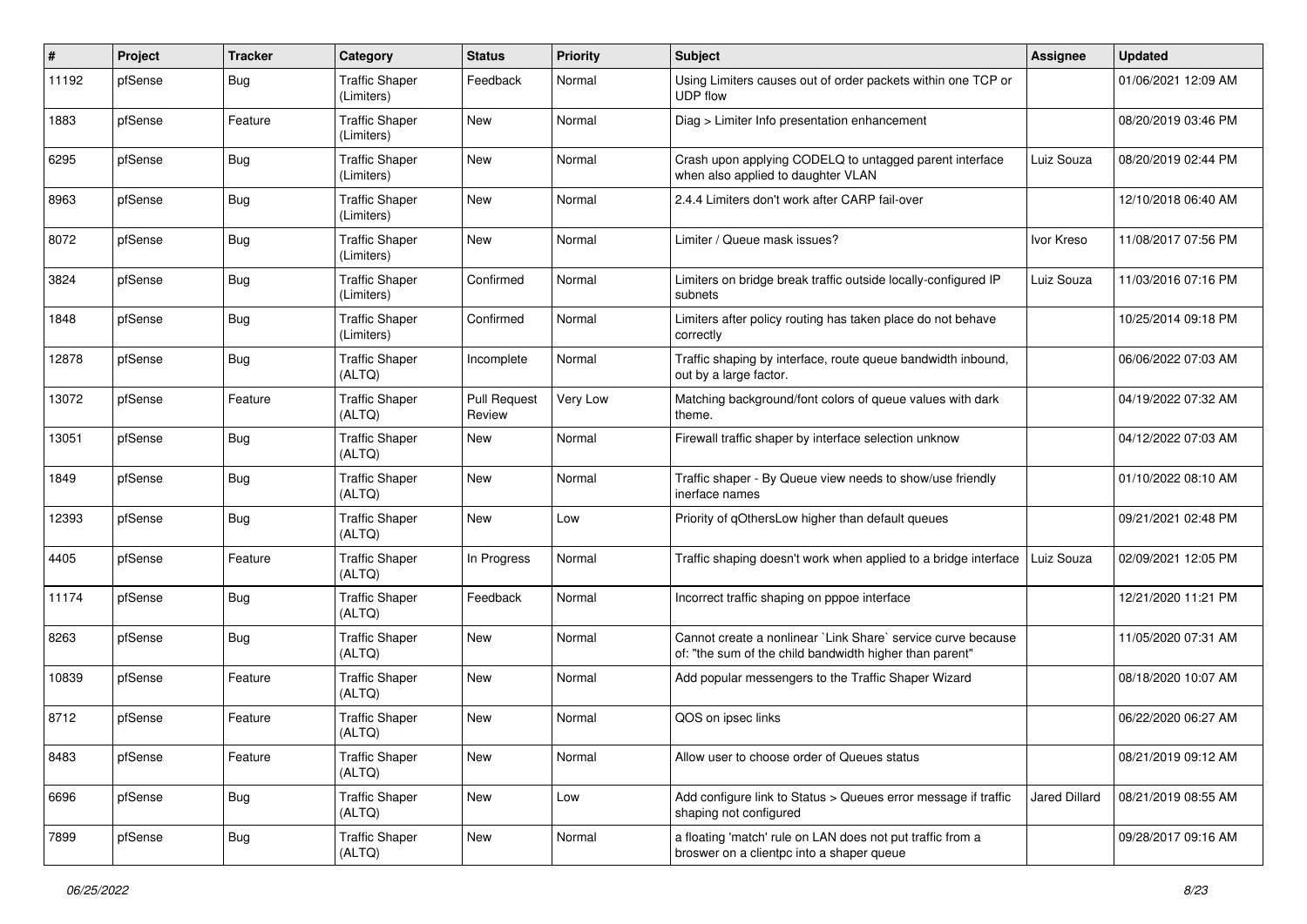| # | Project | Tracker | Category | Status | Priority | Subject | Assignee | Updated |
|---|---|---|---|---|---|---|---|---|
| 11192 | pfSense | Bug | Traffic Shaper (Limiters) | Feedback | Normal | Using Limiters causes out of order packets within one TCP or UDP flow | | 01/06/2021 12:09 AM |
| 1883 | pfSense | Feature | Traffic Shaper (Limiters) | New | Normal | Diag > Limiter Info presentation enhancement | | 08/20/2019 03:46 PM |
| 6295 | pfSense | Bug | Traffic Shaper (Limiters) | New | Normal | Crash upon applying CODELQ to untagged parent interface when also applied to daughter VLAN | Luiz Souza | 08/20/2019 02:44 PM |
| 8963 | pfSense | Bug | Traffic Shaper (Limiters) | New | Normal | 2.4.4 Limiters don't work after CARP fail-over | | 12/10/2018 06:40 AM |
| 8072 | pfSense | Bug | Traffic Shaper (Limiters) | New | Normal | Limiter / Queue mask issues? | Ivor Kreso | 11/08/2017 07:56 PM |
| 3824 | pfSense | Bug | Traffic Shaper (Limiters) | Confirmed | Normal | Limiters on bridge break traffic outside locally-configured IP subnets | Luiz Souza | 11/03/2016 07:16 PM |
| 1848 | pfSense | Bug | Traffic Shaper (Limiters) | Confirmed | Normal | Limiters after policy routing has taken place do not behave correctly | | 10/25/2014 09:18 PM |
| 12878 | pfSense | Bug | Traffic Shaper (ALTQ) | Incomplete | Normal | Traffic shaping by interface, route queue bandwidth inbound, out by a large factor. | | 06/06/2022 07:03 AM |
| 13072 | pfSense | Feature | Traffic Shaper (ALTQ) | Pull Request Review | Very Low | Matching background/font colors of queue values with dark theme. | | 04/19/2022 07:32 AM |
| 13051 | pfSense | Bug | Traffic Shaper (ALTQ) | New | Normal | Firewall traffic shaper by interface selection unknow | | 04/12/2022 07:03 AM |
| 1849 | pfSense | Bug | Traffic Shaper (ALTQ) | New | Normal | Traffic shaper - By Queue view needs to show/use friendly inerface names | | 01/10/2022 08:10 AM |
| 12393 | pfSense | Bug | Traffic Shaper (ALTQ) | New | Low | Priority of qOthersLow higher than default queues | | 09/21/2021 02:48 PM |
| 4405 | pfSense | Feature | Traffic Shaper (ALTQ) | In Progress | Normal | Traffic shaping doesn't work when applied to a bridge interface | Luiz Souza | 02/09/2021 12:05 PM |
| 11174 | pfSense | Bug | Traffic Shaper (ALTQ) | Feedback | Normal | Incorrect traffic shaping on pppoe interface | | 12/21/2020 11:21 PM |
| 8263 | pfSense | Bug | Traffic Shaper (ALTQ) | New | Normal | Cannot create a nonlinear `Link Share` service curve because of: "the sum of the child bandwidth higher than parent" | | 11/05/2020 07:31 AM |
| 10839 | pfSense | Feature | Traffic Shaper (ALTQ) | New | Normal | Add popular messengers to the Traffic Shaper Wizard | | 08/18/2020 10:07 AM |
| 8712 | pfSense | Feature | Traffic Shaper (ALTQ) | New | Normal | QOS on ipsec links | | 06/22/2020 06:27 AM |
| 8483 | pfSense | Feature | Traffic Shaper (ALTQ) | New | Normal | Allow user to choose order of Queues status | | 08/21/2019 09:12 AM |
| 6696 | pfSense | Bug | Traffic Shaper (ALTQ) | New | Low | Add configure link to Status > Queues error message if traffic shaping not configured | Jared Dillard | 08/21/2019 08:55 AM |
| 7899 | pfSense | Bug | Traffic Shaper (ALTQ) | New | Normal | a floating 'match' rule on LAN does not put traffic from a broswer on a clientpc into a shaper queue | | 09/28/2017 09:16 AM |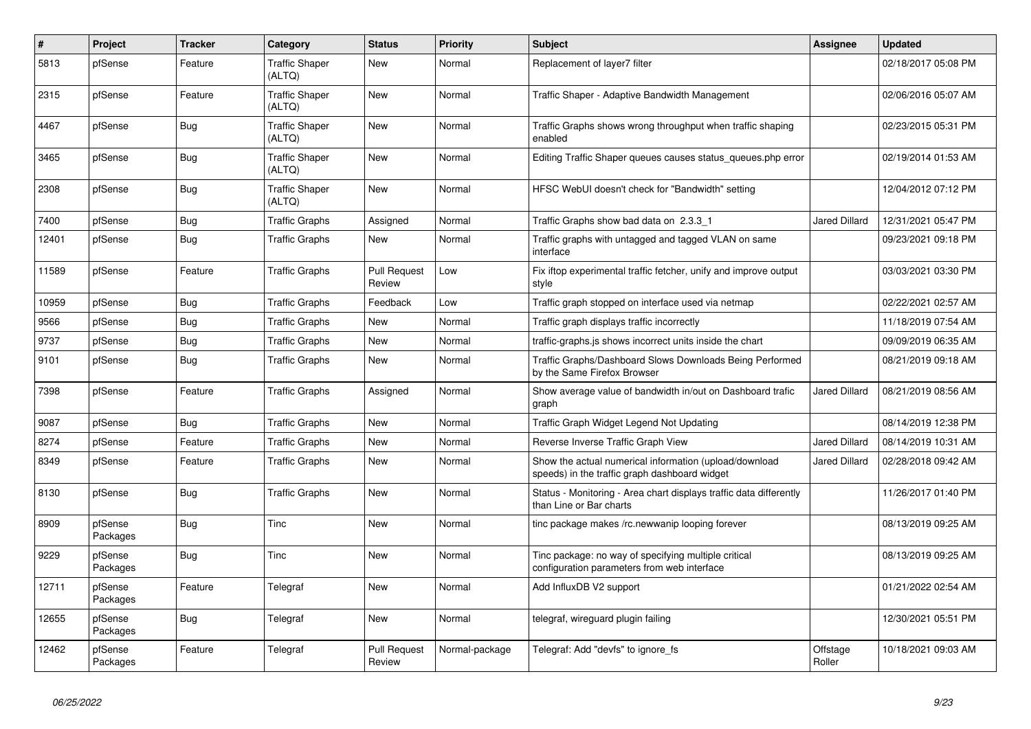| # | Project | Tracker | Category | Status | Priority | Subject | Assignee | Updated |
|---|---|---|---|---|---|---|---|---|
| 5813 | pfSense | Feature | Traffic Shaper (ALTQ) | New | Normal | Replacement of layer7 filter | | 02/18/2017 05:08 PM |
| 2315 | pfSense | Feature | Traffic Shaper (ALTQ) | New | Normal | Traffic Shaper - Adaptive Bandwidth Management | | 02/06/2016 05:07 AM |
| 4467 | pfSense | Bug | Traffic Shaper (ALTQ) | New | Normal | Traffic Graphs shows wrong throughput when traffic shaping enabled | | 02/23/2015 05:31 PM |
| 3465 | pfSense | Bug | Traffic Shaper (ALTQ) | New | Normal | Editing Traffic Shaper queues causes status_queues.php error | | 02/19/2014 01:53 AM |
| 2308 | pfSense | Bug | Traffic Shaper (ALTQ) | New | Normal | HFSC WebUI doesn't check for "Bandwidth" setting | | 12/04/2012 07:12 PM |
| 7400 | pfSense | Bug | Traffic Graphs | Assigned | Normal | Traffic Graphs show bad data on 2.3.3_1 | Jared Dillard | 12/31/2021 05:47 PM |
| 12401 | pfSense | Bug | Traffic Graphs | New | Normal | Traffic graphs with untagged and tagged VLAN on same interface | | 09/23/2021 09:18 PM |
| 11589 | pfSense | Feature | Traffic Graphs | Pull Request Review | Low | Fix iftop experimental traffic fetcher, unify and improve output style | | 03/03/2021 03:30 PM |
| 10959 | pfSense | Bug | Traffic Graphs | Feedback | Low | Traffic graph stopped on interface used via netmap | | 02/22/2021 02:57 AM |
| 9566 | pfSense | Bug | Traffic Graphs | New | Normal | Traffic graph displays traffic incorrectly | | 11/18/2019 07:54 AM |
| 9737 | pfSense | Bug | Traffic Graphs | New | Normal | traffic-graphs.js shows incorrect units inside the chart | | 09/09/2019 06:35 AM |
| 9101 | pfSense | Bug | Traffic Graphs | New | Normal | Traffic Graphs/Dashboard Slows Downloads Being Performed by the Same Firefox Browser | | 08/21/2019 09:18 AM |
| 7398 | pfSense | Feature | Traffic Graphs | Assigned | Normal | Show average value of bandwidth in/out on Dashboard trafic graph | Jared Dillard | 08/21/2019 08:56 AM |
| 9087 | pfSense | Bug | Traffic Graphs | New | Normal | Traffic Graph Widget Legend Not Updating | | 08/14/2019 12:38 PM |
| 8274 | pfSense | Feature | Traffic Graphs | New | Normal | Reverse Inverse Traffic Graph View | Jared Dillard | 08/14/2019 10:31 AM |
| 8349 | pfSense | Feature | Traffic Graphs | New | Normal | Show the actual numerical information (upload/download speeds) in the traffic graph dashboard widget | Jared Dillard | 02/28/2018 09:42 AM |
| 8130 | pfSense | Bug | Traffic Graphs | New | Normal | Status - Monitoring - Area chart displays traffic data differently than Line or Bar charts | | 11/26/2017 01:40 PM |
| 8909 | pfSense Packages | Bug | Tinc | New | Normal | tinc package makes /rc.newwanip looping forever | | 08/13/2019 09:25 AM |
| 9229 | pfSense Packages | Bug | Tinc | New | Normal | Tinc package: no way of specifying multiple critical configuration parameters from web interface | | 08/13/2019 09:25 AM |
| 12711 | pfSense Packages | Feature | Telegraf | New | Normal | Add InfluxDB V2 support | | 01/21/2022 02:54 AM |
| 12655 | pfSense Packages | Bug | Telegraf | New | Normal | telegraf, wireguard plugin failing | | 12/30/2021 05:51 PM |
| 12462 | pfSense Packages | Feature | Telegraf | Pull Request Review | Normal-package | Telegraf: Add "devfs" to ignore_fs | Offstage Roller | 10/18/2021 09:03 AM |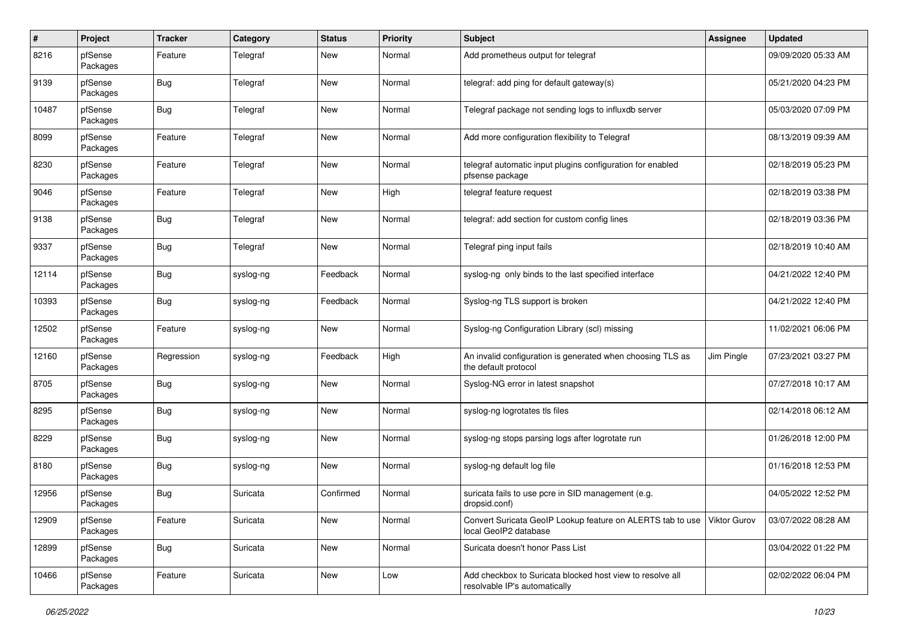| # | Project | Tracker | Category | Status | Priority | Subject | Assignee | Updated |
|---|---|---|---|---|---|---|---|---|
| 8216 | pfSense Packages | Feature | Telegraf | New | Normal | Add prometheus output for telegraf | | 09/09/2020 05:33 AM |
| 9139 | pfSense Packages | Bug | Telegraf | New | Normal | telegraf: add ping for default gateway(s) | | 05/21/2020 04:23 PM |
| 10487 | pfSense Packages | Bug | Telegraf | New | Normal | Telegraf package not sending logs to influxdb server | | 05/03/2020 07:09 PM |
| 8099 | pfSense Packages | Feature | Telegraf | New | Normal | Add more configuration flexibility to Telegraf | | 08/13/2019 09:39 AM |
| 8230 | pfSense Packages | Feature | Telegraf | New | Normal | telegraf automatic input plugins configuration for enabled pfsense package | | 02/18/2019 05:23 PM |
| 9046 | pfSense Packages | Feature | Telegraf | New | High | telegraf feature request | | 02/18/2019 03:38 PM |
| 9138 | pfSense Packages | Bug | Telegraf | New | Normal | telegraf: add section for custom config lines | | 02/18/2019 03:36 PM |
| 9337 | pfSense Packages | Bug | Telegraf | New | Normal | Telegraf ping input fails | | 02/18/2019 10:40 AM |
| 12114 | pfSense Packages | Bug | syslog-ng | Feedback | Normal | syslog-ng only binds to the last specified interface | | 04/21/2022 12:40 PM |
| 10393 | pfSense Packages | Bug | syslog-ng | Feedback | Normal | Syslog-ng TLS support is broken | | 04/21/2022 12:40 PM |
| 12502 | pfSense Packages | Feature | syslog-ng | New | Normal | Syslog-ng Configuration Library (scl) missing | | 11/02/2021 06:06 PM |
| 12160 | pfSense Packages | Regression | syslog-ng | Feedback | High | An invalid configuration is generated when choosing TLS as the default protocol | Jim Pingle | 07/23/2021 03:27 PM |
| 8705 | pfSense Packages | Bug | syslog-ng | New | Normal | Syslog-NG error in latest snapshot | | 07/27/2018 10:17 AM |
| 8295 | pfSense Packages | Bug | syslog-ng | New | Normal | syslog-ng logrotates tls files | | 02/14/2018 06:12 AM |
| 8229 | pfSense Packages | Bug | syslog-ng | New | Normal | syslog-ng stops parsing logs after logrotate run | | 01/26/2018 12:00 PM |
| 8180 | pfSense Packages | Bug | syslog-ng | New | Normal | syslog-ng default log file | | 01/16/2018 12:53 PM |
| 12956 | pfSense Packages | Bug | Suricata | Confirmed | Normal | suricata fails to use pcre in SID management (e.g. dropsid.conf) | | 04/05/2022 12:52 PM |
| 12909 | pfSense Packages | Feature | Suricata | New | Normal | Convert Suricata GeoIP Lookup feature on ALERTS tab to use local GeoIP2 database | Viktor Gurov | 03/07/2022 08:28 AM |
| 12899 | pfSense Packages | Bug | Suricata | New | Normal | Suricata doesn't honor Pass List | | 03/04/2022 01:22 PM |
| 10466 | pfSense Packages | Feature | Suricata | New | Low | Add checkbox to Suricata blocked host view to resolve all resolvable IP's automatically | | 02/02/2022 06:04 PM |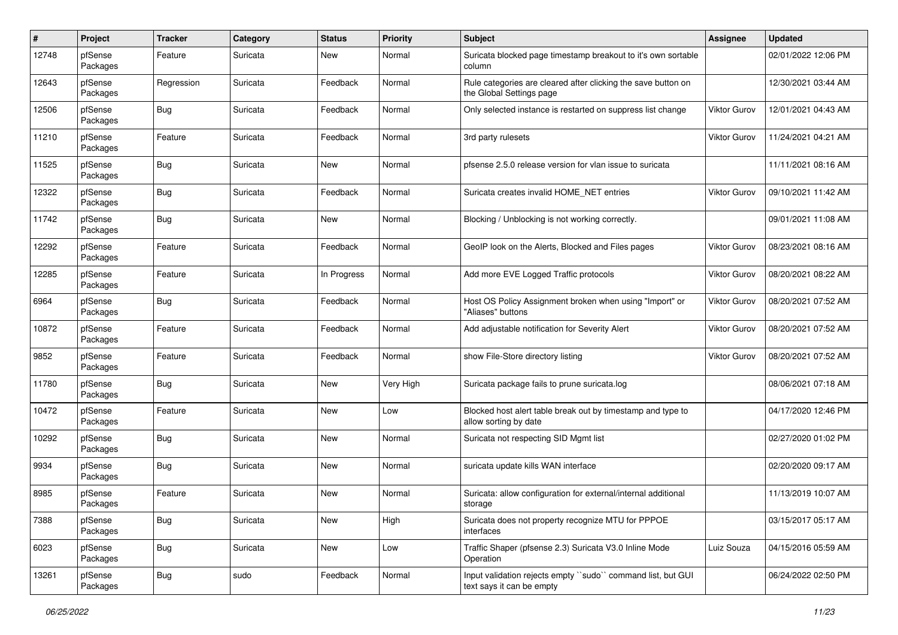| # | Project | Tracker | Category | Status | Priority | Subject | Assignee | Updated |
|---|---|---|---|---|---|---|---|---|
| 12748 | pfSense Packages | Feature | Suricata | New | Normal | Suricata blocked page timestamp breakout to it's own sortable column | | 02/01/2022 12:06 PM |
| 12643 | pfSense Packages | Regression | Suricata | Feedback | Normal | Rule categories are cleared after clicking the save button on the Global Settings page | | 12/30/2021 03:44 AM |
| 12506 | pfSense Packages | Bug | Suricata | Feedback | Normal | Only selected instance is restarted on suppress list change | Viktor Gurov | 12/01/2021 04:43 AM |
| 11210 | pfSense Packages | Feature | Suricata | Feedback | Normal | 3rd party rulesets | Viktor Gurov | 11/24/2021 04:21 AM |
| 11525 | pfSense Packages | Bug | Suricata | New | Normal | pfsense 2.5.0 release version for vlan issue to suricata | | 11/11/2021 08:16 AM |
| 12322 | pfSense Packages | Bug | Suricata | Feedback | Normal | Suricata creates invalid HOME_NET entries | Viktor Gurov | 09/10/2021 11:42 AM |
| 11742 | pfSense Packages | Bug | Suricata | New | Normal | Blocking / Unblocking is not working correctly. | | 09/01/2021 11:08 AM |
| 12292 | pfSense Packages | Feature | Suricata | Feedback | Normal | GeoIP look on the Alerts, Blocked and Files pages | Viktor Gurov | 08/23/2021 08:16 AM |
| 12285 | pfSense Packages | Feature | Suricata | In Progress | Normal | Add more EVE Logged Traffic protocols | Viktor Gurov | 08/20/2021 08:22 AM |
| 6964 | pfSense Packages | Bug | Suricata | Feedback | Normal | Host OS Policy Assignment broken when using "Import" or "Aliases" buttons | Viktor Gurov | 08/20/2021 07:52 AM |
| 10872 | pfSense Packages | Feature | Suricata | Feedback | Normal | Add adjustable notification for Severity Alert | Viktor Gurov | 08/20/2021 07:52 AM |
| 9852 | pfSense Packages | Feature | Suricata | Feedback | Normal | show File-Store directory listing | Viktor Gurov | 08/20/2021 07:52 AM |
| 11780 | pfSense Packages | Bug | Suricata | New | Very High | Suricata package fails to prune suricata.log | | 08/06/2021 07:18 AM |
| 10472 | pfSense Packages | Feature | Suricata | New | Low | Blocked host alert table break out by timestamp and type to allow sorting by date | | 04/17/2020 12:46 PM |
| 10292 | pfSense Packages | Bug | Suricata | New | Normal | Suricata not respecting SID Mgmt list | | 02/27/2020 01:02 PM |
| 9934 | pfSense Packages | Bug | Suricata | New | Normal | suricata update kills WAN interface | | 02/20/2020 09:17 AM |
| 8985 | pfSense Packages | Feature | Suricata | New | Normal | Suricata: allow configuration for external/internal additional storage | | 11/13/2019 10:07 AM |
| 7388 | pfSense Packages | Bug | Suricata | New | High | Suricata does not property recognize MTU for PPPOE interfaces | | 03/15/2017 05:17 AM |
| 6023 | pfSense Packages | Bug | Suricata | New | Low | Traffic Shaper (pfsense 2.3) Suricata V3.0 Inline Mode Operation | Luiz Souza | 04/15/2016 05:59 AM |
| 13261 | pfSense Packages | Bug | sudo | Feedback | Normal | Input validation rejects empty ``sudo`` command list, but GUI text says it can be empty | | 06/24/2022 02:50 PM |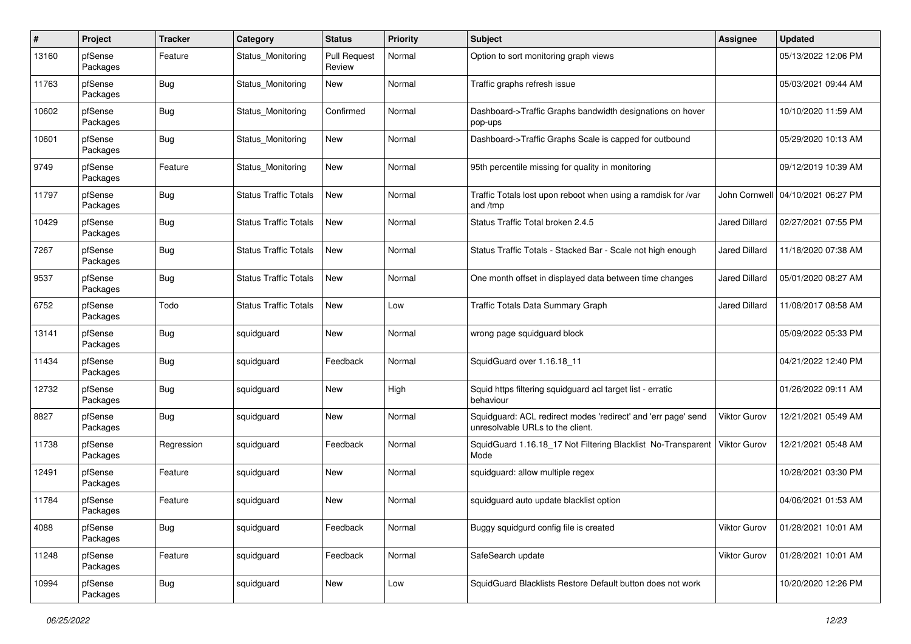| # | Project | Tracker | Category | Status | Priority | Subject | Assignee | Updated |
|---|---|---|---|---|---|---|---|---|
| 13160 | pfSense Packages | Feature | Status_Monitoring | Pull Request Review | Normal | Option to sort monitoring graph views | | 05/13/2022 12:06 PM |
| 11763 | pfSense Packages | Bug | Status_Monitoring | New | Normal | Traffic graphs refresh issue | | 05/03/2021 09:44 AM |
| 10602 | pfSense Packages | Bug | Status_Monitoring | Confirmed | Normal | Dashboard->Traffic Graphs bandwidth designations on hover pop-ups | | 10/10/2020 11:59 AM |
| 10601 | pfSense Packages | Bug | Status_Monitoring | New | Normal | Dashboard->Traffic Graphs Scale is capped for outbound | | 05/29/2020 10:13 AM |
| 9749 | pfSense Packages | Feature | Status_Monitoring | New | Normal | 95th percentile missing for quality in monitoring | | 09/12/2019 10:39 AM |
| 11797 | pfSense Packages | Bug | Status Traffic Totals | New | Normal | Traffic Totals lost upon reboot when using a ramdisk for /var and /tmp | John Cornwell | 04/10/2021 06:27 PM |
| 10429 | pfSense Packages | Bug | Status Traffic Totals | New | Normal | Status Traffic Total broken 2.4.5 | Jared Dillard | 02/27/2021 07:55 PM |
| 7267 | pfSense Packages | Bug | Status Traffic Totals | New | Normal | Status Traffic Totals - Stacked Bar - Scale not high enough | Jared Dillard | 11/18/2020 07:38 AM |
| 9537 | pfSense Packages | Bug | Status Traffic Totals | New | Normal | One month offset in displayed data between time changes | Jared Dillard | 05/01/2020 08:27 AM |
| 6752 | pfSense Packages | Todo | Status Traffic Totals | New | Low | Traffic Totals Data Summary Graph | Jared Dillard | 11/08/2017 08:58 AM |
| 13141 | pfSense Packages | Bug | squidguard | New | Normal | wrong page squidguard block | | 05/09/2022 05:33 PM |
| 11434 | pfSense Packages | Bug | squidguard | Feedback | Normal | SquidGuard over 1.16.18_11 | | 04/21/2022 12:40 PM |
| 12732 | pfSense Packages | Bug | squidguard | New | High | Squid https filtering squidguard acl target list - erratic behaviour | | 01/26/2022 09:11 AM |
| 8827 | pfSense Packages | Bug | squidguard | New | Normal | Squidguard: ACL redirect modes 'redirect' and 'err page' send unresolvable URLs to the client. | Viktor Gurov | 12/21/2021 05:49 AM |
| 11738 | pfSense Packages | Regression | squidguard | Feedback | Normal | SquidGuard 1.16.18_17 Not Filtering Blacklist No-Transparent Mode | Viktor Gurov | 12/21/2021 05:48 AM |
| 12491 | pfSense Packages | Feature | squidguard | New | Normal | squidguard: allow multiple regex | | 10/28/2021 03:30 PM |
| 11784 | pfSense Packages | Feature | squidguard | New | Normal | squidguard auto update blacklist option | | 04/06/2021 01:53 AM |
| 4088 | pfSense Packages | Bug | squidguard | Feedback | Normal | Buggy squidgurd config file is created | Viktor Gurov | 01/28/2021 10:01 AM |
| 11248 | pfSense Packages | Feature | squidguard | Feedback | Normal | SafeSearch update | Viktor Gurov | 01/28/2021 10:01 AM |
| 10994 | pfSense Packages | Bug | squidguard | New | Low | SquidGuard Blacklists Restore Default button does not work | | 10/20/2020 12:26 PM |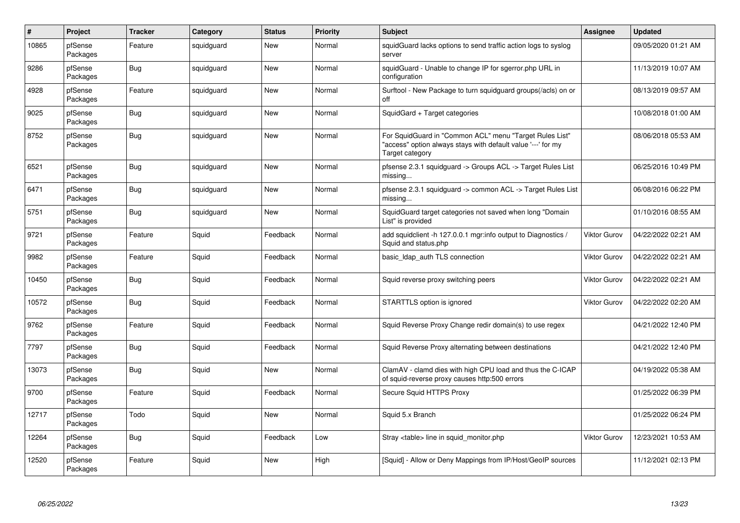| # | Project | Tracker | Category | Status | Priority | Subject | Assignee | Updated |
|---|---|---|---|---|---|---|---|---|
| 10865 | pfSense Packages | Feature | squidguard | New | Normal | squidGuard lacks options to send traffic action logs to syslog server | | 09/05/2020 01:21 AM |
| 9286 | pfSense Packages | Bug | squidguard | New | Normal | squidGuard - Unable to change IP for sgerror.php URL in configuration | | 11/13/2019 10:07 AM |
| 4928 | pfSense Packages | Feature | squidguard | New | Normal | Surftool - New Package to turn squidguard groups(/acls) on or off | | 08/13/2019 09:57 AM |
| 9025 | pfSense Packages | Bug | squidguard | New | Normal | SquidGard + Target categories | | 10/08/2018 01:00 AM |
| 8752 | pfSense Packages | Bug | squidguard | New | Normal | For SquidGuard in "Common ACL" menu "Target Rules List" "access" option always stays with default value '---' for my Target category | | 08/06/2018 05:53 AM |
| 6521 | pfSense Packages | Bug | squidguard | New | Normal | pfsense 2.3.1 squidguard -> Groups ACL -> Target Rules List missing... | | 06/25/2016 10:49 PM |
| 6471 | pfSense Packages | Bug | squidguard | New | Normal | pfsense 2.3.1 squidguard -> common ACL -> Target Rules List missing... | | 06/08/2016 06:22 PM |
| 5751 | pfSense Packages | Bug | squidguard | New | Normal | SquidGuard target categories not saved when long "Domain List" is provided | | 01/10/2016 08:55 AM |
| 9721 | pfSense Packages | Feature | Squid | Feedback | Normal | add squidclient -h 127.0.0.1 mgr:info output to Diagnostics / Squid and status.php | Viktor Gurov | 04/22/2022 02:21 AM |
| 9982 | pfSense Packages | Feature | Squid | Feedback | Normal | basic_ldap_auth TLS connection | Viktor Gurov | 04/22/2022 02:21 AM |
| 10450 | pfSense Packages | Bug | Squid | Feedback | Normal | Squid reverse proxy switching peers | Viktor Gurov | 04/22/2022 02:21 AM |
| 10572 | pfSense Packages | Bug | Squid | Feedback | Normal | STARTTLS option is ignored | Viktor Gurov | 04/22/2022 02:20 AM |
| 9762 | pfSense Packages | Feature | Squid | Feedback | Normal | Squid Reverse Proxy Change redir domain(s) to use regex | | 04/21/2022 12:40 PM |
| 7797 | pfSense Packages | Bug | Squid | Feedback | Normal | Squid Reverse Proxy alternating between destinations | | 04/21/2022 12:40 PM |
| 13073 | pfSense Packages | Bug | Squid | New | Normal | ClamAV - clamd dies with high CPU load and thus the C-ICAP of squid-reverse proxy causes http:500 errors | | 04/19/2022 05:38 AM |
| 9700 | pfSense Packages | Feature | Squid | Feedback | Normal | Secure Squid HTTPS Proxy | | 01/25/2022 06:39 PM |
| 12717 | pfSense Packages | Todo | Squid | New | Normal | Squid 5.x Branch | | 01/25/2022 06:24 PM |
| 12264 | pfSense Packages | Bug | Squid | Feedback | Low | Stray <table> line in squid_monitor.php | Viktor Gurov | 12/23/2021 10:53 AM |
| 12520 | pfSense Packages | Feature | Squid | New | High | [Squid] - Allow or Deny Mappings from IP/Host/GeoIP sources | | 11/12/2021 02:13 PM |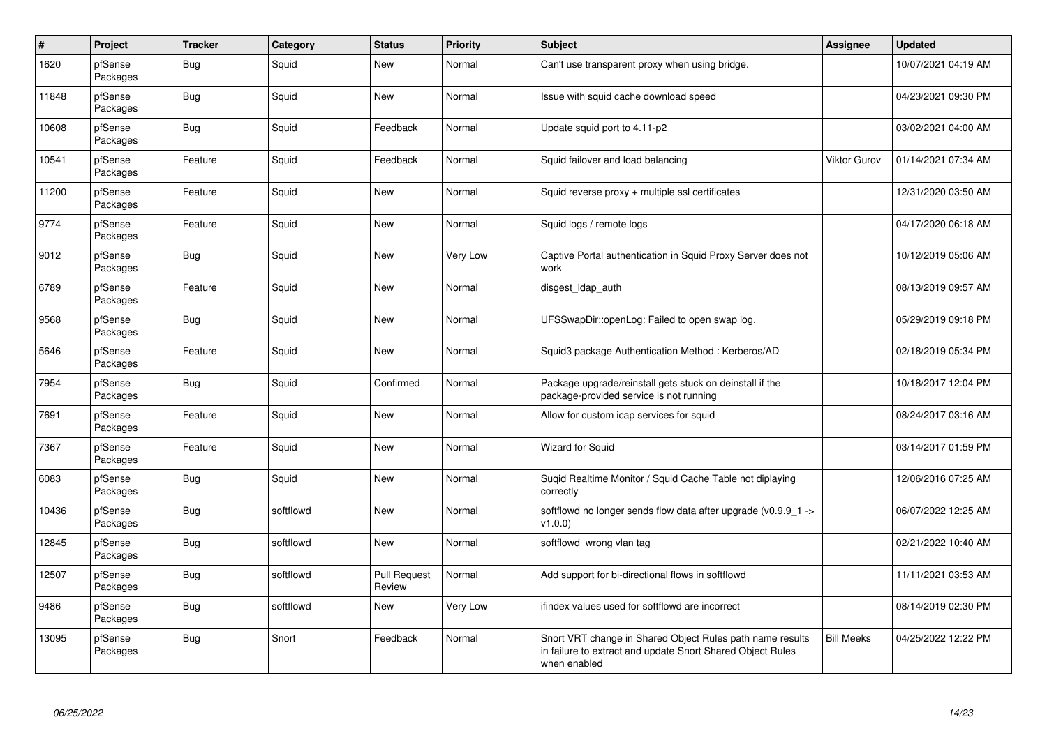| # | Project | Tracker | Category | Status | Priority | Subject | Assignee | Updated |
|---|---|---|---|---|---|---|---|---|
| 1620 | pfSense Packages | Bug | Squid | New | Normal | Can't use transparent proxy when using bridge. | | 10/07/2021 04:19 AM |
| 11848 | pfSense Packages | Bug | Squid | New | Normal | Issue with squid cache download speed | | 04/23/2021 09:30 PM |
| 10608 | pfSense Packages | Bug | Squid | Feedback | Normal | Update squid port to 4.11-p2 | | 03/02/2021 04:00 AM |
| 10541 | pfSense Packages | Feature | Squid | Feedback | Normal | Squid failover and load balancing | Viktor Gurov | 01/14/2021 07:34 AM |
| 11200 | pfSense Packages | Feature | Squid | New | Normal | Squid reverse proxy + multiple ssl certificates | | 12/31/2020 03:50 AM |
| 9774 | pfSense Packages | Feature | Squid | New | Normal | Squid logs / remote logs | | 04/17/2020 06:18 AM |
| 9012 | pfSense Packages | Bug | Squid | New | Very Low | Captive Portal authentication in Squid Proxy Server does not work | | 10/12/2019 05:06 AM |
| 6789 | pfSense Packages | Feature | Squid | New | Normal | disgest_ldap_auth | | 08/13/2019 09:57 AM |
| 9568 | pfSense Packages | Bug | Squid | New | Normal | UFSSwapDir::openLog: Failed to open swap log. | | 05/29/2019 09:18 PM |
| 5646 | pfSense Packages | Feature | Squid | New | Normal | Squid3 package Authentication Method : Kerberos/AD | | 02/18/2019 05:34 PM |
| 7954 | pfSense Packages | Bug | Squid | Confirmed | Normal | Package upgrade/reinstall gets stuck on deinstall if the package-provided service is not running | | 10/18/2017 12:04 PM |
| 7691 | pfSense Packages | Feature | Squid | New | Normal | Allow for custom icap services for squid | | 08/24/2017 03:16 AM |
| 7367 | pfSense Packages | Feature | Squid | New | Normal | Wizard for Squid | | 03/14/2017 01:59 PM |
| 6083 | pfSense Packages | Bug | Squid | New | Normal | Suqid Realtime Monitor / Squid Cache Table not diplaying correctly | | 12/06/2016 07:25 AM |
| 10436 | pfSense Packages | Bug | softflowd | New | Normal | softflowd no longer sends flow data after upgrade (v0.9.9_1 -> v1.0.0) | | 06/07/2022 12:25 AM |
| 12845 | pfSense Packages | Bug | softflowd | New | Normal | softflowd wrong vlan tag | | 02/21/2022 10:40 AM |
| 12507 | pfSense Packages | Bug | softflowd | Pull Request Review | Normal | Add support for bi-directional flows in softflowd | | 11/11/2021 03:53 AM |
| 9486 | pfSense Packages | Bug | softflowd | New | Very Low | ifindex values used for softflowd are incorrect | | 08/14/2019 02:30 PM |
| 13095 | pfSense Packages | Bug | Snort | Feedback | Normal | Snort VRT change in Shared Object Rules path name results in failure to extract and update Snort Shared Object Rules when enabled | Bill Meeks | 04/25/2022 12:22 PM |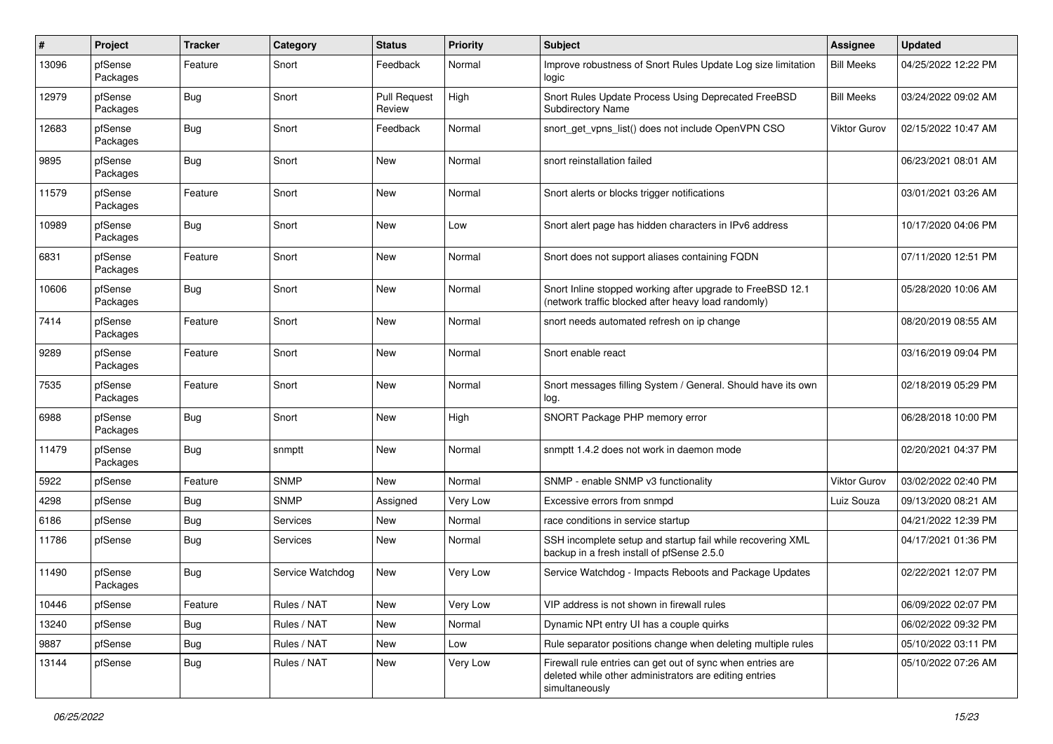| # | Project | Tracker | Category | Status | Priority | Subject | Assignee | Updated |
|---|---|---|---|---|---|---|---|---|
| 13096 | pfSense Packages | Feature | Snort | Feedback | Normal | Improve robustness of Snort Rules Update Log size limitation logic | Bill Meeks | 04/25/2022 12:22 PM |
| 12979 | pfSense Packages | Bug | Snort | Pull Request Review | High | Snort Rules Update Process Using Deprecated FreeBSD Subdirectory Name | Bill Meeks | 03/24/2022 09:02 AM |
| 12683 | pfSense Packages | Bug | Snort | Feedback | Normal | snort_get_vpns_list() does not include OpenVPN CSO | Viktor Gurov | 02/15/2022 10:47 AM |
| 9895 | pfSense Packages | Bug | Snort | New | Normal | snort reinstallation failed | | 06/23/2021 08:01 AM |
| 11579 | pfSense Packages | Feature | Snort | New | Normal | Snort alerts or blocks trigger notifications | | 03/01/2021 03:26 AM |
| 10989 | pfSense Packages | Bug | Snort | New | Low | Snort alert page has hidden characters in IPv6 address | | 10/17/2020 04:06 PM |
| 6831 | pfSense Packages | Feature | Snort | New | Normal | Snort does not support aliases containing FQDN | | 07/11/2020 12:51 PM |
| 10606 | pfSense Packages | Bug | Snort | New | Normal | Snort Inline stopped working after upgrade to FreeBSD 12.1 (network traffic blocked after heavy load randomly) | | 05/28/2020 10:06 AM |
| 7414 | pfSense Packages | Feature | Snort | New | Normal | snort needs automated refresh on ip change | | 08/20/2019 08:55 AM |
| 9289 | pfSense Packages | Feature | Snort | New | Normal | Snort enable react | | 03/16/2019 09:04 PM |
| 7535 | pfSense Packages | Feature | Snort | New | Normal | Snort messages filling System / General. Should have its own log. | | 02/18/2019 05:29 PM |
| 6988 | pfSense Packages | Bug | Snort | New | High | SNORT Package PHP memory error | | 06/28/2018 10:00 PM |
| 11479 | pfSense Packages | Bug | snmptt | New | Normal | snmptt 1.4.2 does not work in daemon mode | | 02/20/2021 04:37 PM |
| 5922 | pfSense | Feature | SNMP | New | Normal | SNMP - enable SNMP v3 functionality | Viktor Gurov | 03/02/2022 02:40 PM |
| 4298 | pfSense | Bug | SNMP | Assigned | Very Low | Excessive errors from snmpd | Luiz Souza | 09/13/2020 08:21 AM |
| 6186 | pfSense | Bug | Services | New | Normal | race conditions in service startup | | 04/21/2022 12:39 PM |
| 11786 | pfSense | Bug | Services | New | Normal | SSH incomplete setup and startup fail while recovering XML backup in a fresh install of pfSense 2.5.0 | | 04/17/2021 01:36 PM |
| 11490 | pfSense Packages | Bug | Service Watchdog | New | Very Low | Service Watchdog - Impacts Reboots and Package Updates | | 02/22/2021 12:07 PM |
| 10446 | pfSense | Feature | Rules / NAT | New | Very Low | VIP address is not shown in firewall rules | | 06/09/2022 02:07 PM |
| 13240 | pfSense | Bug | Rules / NAT | New | Normal | Dynamic NPt entry UI has a couple quirks | | 06/02/2022 09:32 PM |
| 9887 | pfSense | Bug | Rules / NAT | New | Low | Rule separator positions change when deleting multiple rules | | 05/10/2022 03:11 PM |
| 13144 | pfSense | Bug | Rules / NAT | New | Very Low | Firewall rule entries can get out of sync when entries are deleted while other administrators are editing entries simultaneously | | 05/10/2022 07:26 AM |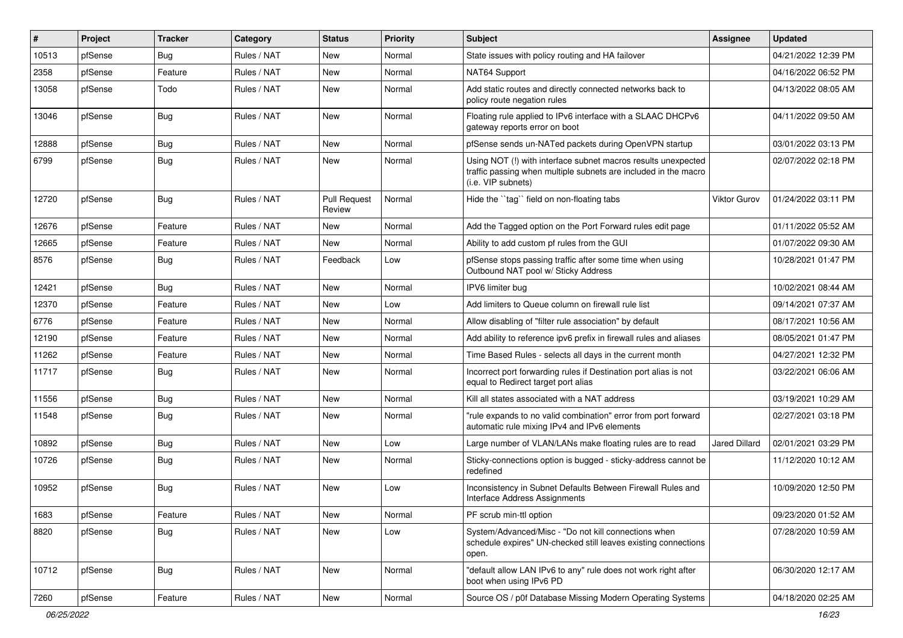| # | Project | Tracker | Category | Status | Priority | Subject | Assignee | Updated |
|---|---|---|---|---|---|---|---|---|
| 10513 | pfSense | Bug | Rules / NAT | New | Normal | State issues with policy routing and HA failover | | 04/21/2022 12:39 PM |
| 2358 | pfSense | Feature | Rules / NAT | New | Normal | NAT64 Support | | 04/16/2022 06:52 PM |
| 13058 | pfSense | Todo | Rules / NAT | New | Normal | Add static routes and directly connected networks back to policy route negation rules | | 04/13/2022 08:05 AM |
| 13046 | pfSense | Bug | Rules / NAT | New | Normal | Floating rule applied to IPv6 interface with a SLAAC DHCPv6 gateway reports error on boot | | 04/11/2022 09:50 AM |
| 12888 | pfSense | Bug | Rules / NAT | New | Normal | pfSense sends un-NATed packets during OpenVPN startup | | 03/01/2022 03:13 PM |
| 6799 | pfSense | Bug | Rules / NAT | New | Normal | Using NOT (!) with interface subnet macros results unexpected traffic passing when multiple subnets are included in the macro (i.e. VIP subnets) | | 02/07/2022 02:18 PM |
| 12720 | pfSense | Bug | Rules / NAT | Pull Request Review | Normal | Hide the ``tag`` field on non-floating tabs | Viktor Gurov | 01/24/2022 03:11 PM |
| 12676 | pfSense | Feature | Rules / NAT | New | Normal | Add the Tagged option on the Port Forward rules edit page | | 01/11/2022 05:52 AM |
| 12665 | pfSense | Feature | Rules / NAT | New | Normal | Ability to add custom pf rules from the GUI | | 01/07/2022 09:30 AM |
| 8576 | pfSense | Bug | Rules / NAT | Feedback | Low | pfSense stops passing traffic after some time when using Outbound NAT pool w/ Sticky Address | | 10/28/2021 01:47 PM |
| 12421 | pfSense | Bug | Rules / NAT | New | Normal | IPV6 limiter bug | | 10/02/2021 08:44 AM |
| 12370 | pfSense | Feature | Rules / NAT | New | Low | Add limiters to Queue column on firewall rule list | | 09/14/2021 07:37 AM |
| 6776 | pfSense | Feature | Rules / NAT | New | Normal | Allow disabling of "filter rule association" by default | | 08/17/2021 10:56 AM |
| 12190 | pfSense | Feature | Rules / NAT | New | Normal | Add ability to reference ipv6 prefix in firewall rules and aliases | | 08/05/2021 01:47 PM |
| 11262 | pfSense | Feature | Rules / NAT | New | Normal | Time Based Rules - selects all days in the current month | | 04/27/2021 12:32 PM |
| 11717 | pfSense | Bug | Rules / NAT | New | Normal | Incorrect port forwarding rules if Destination port alias is not equal to Redirect target port alias | | 03/22/2021 06:06 AM |
| 11556 | pfSense | Bug | Rules / NAT | New | Normal | Kill all states associated with a NAT address | | 03/19/2021 10:29 AM |
| 11548 | pfSense | Bug | Rules / NAT | New | Normal | "rule expands to no valid combination" error from port forward automatic rule mixing IPv4 and IPv6 elements | | 02/27/2021 03:18 PM |
| 10892 | pfSense | Bug | Rules / NAT | New | Low | Large number of VLAN/LANs make floating rules are to read | Jared Dillard | 02/01/2021 03:29 PM |
| 10726 | pfSense | Bug | Rules / NAT | New | Normal | Sticky-connections option is bugged - sticky-address cannot be redefined | | 11/12/2020 10:12 AM |
| 10952 | pfSense | Bug | Rules / NAT | New | Low | Inconsistency in Subnet Defaults Between Firewall Rules and Interface Address Assignments | | 10/09/2020 12:50 PM |
| 1683 | pfSense | Feature | Rules / NAT | New | Normal | PF scrub min-ttl option | | 09/23/2020 01:52 AM |
| 8820 | pfSense | Bug | Rules / NAT | New | Low | System/Advanced/Misc - "Do not kill connections when schedule expires" UN-checked still leaves existing connections open. | | 07/28/2020 10:59 AM |
| 10712 | pfSense | Bug | Rules / NAT | New | Normal | "default allow LAN IPv6 to any" rule does not work right after boot when using IPv6 PD | | 06/30/2020 12:17 AM |
| 7260 | pfSense | Feature | Rules / NAT | New | Normal | Source OS / p0f Database Missing Modern Operating Systems | | 04/18/2020 02:25 AM |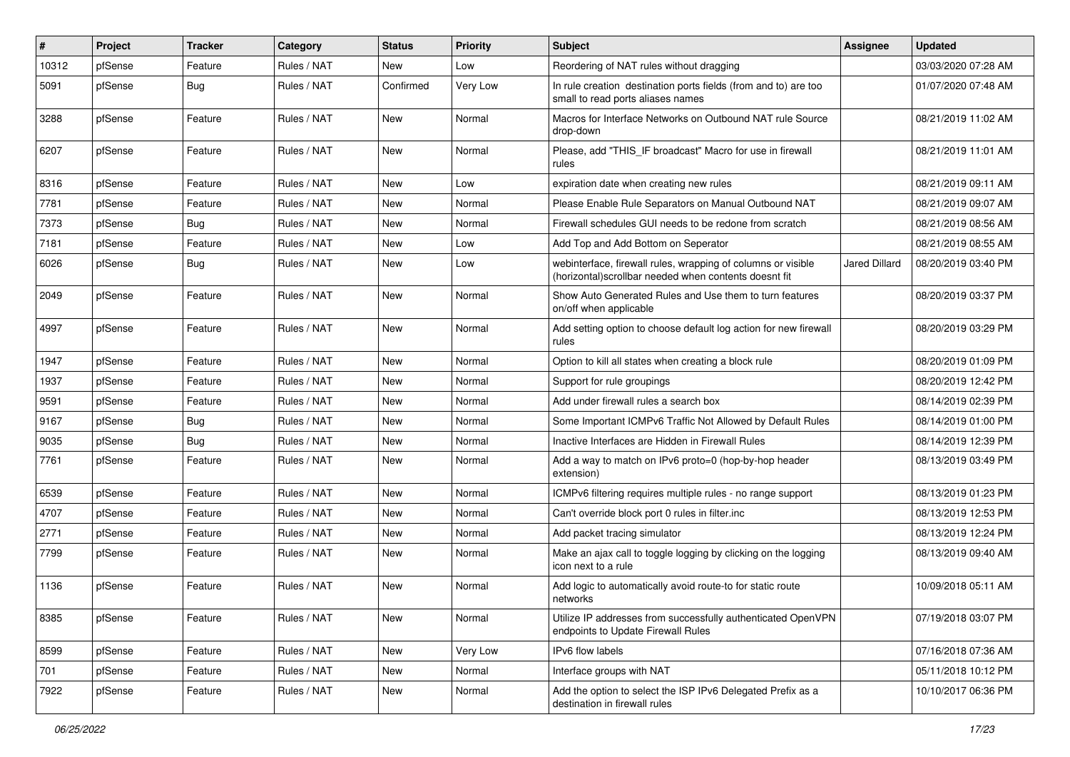| # | Project | Tracker | Category | Status | Priority | Subject | Assignee | Updated |
|---|---|---|---|---|---|---|---|---|
| 10312 | pfSense | Feature | Rules / NAT | New | Low | Reordering of NAT rules without dragging | | 03/03/2020 07:28 AM |
| 5091 | pfSense | Bug | Rules / NAT | Confirmed | Very Low | In rule creation  destination ports fields (from and to) are too small to read ports aliases names | | 01/07/2020 07:48 AM |
| 3288 | pfSense | Feature | Rules / NAT | New | Normal | Macros for Interface Networks on Outbound NAT rule Source drop-down | | 08/21/2019 11:02 AM |
| 6207 | pfSense | Feature | Rules / NAT | New | Normal | Please, add "THIS_IF broadcast" Macro for use in firewall rules | | 08/21/2019 11:01 AM |
| 8316 | pfSense | Feature | Rules / NAT | New | Low | expiration date when creating new rules | | 08/21/2019 09:11 AM |
| 7781 | pfSense | Feature | Rules / NAT | New | Normal | Please Enable Rule Separators on Manual Outbound NAT | | 08/21/2019 09:07 AM |
| 7373 | pfSense | Bug | Rules / NAT | New | Normal | Firewall schedules GUI needs to be redone from scratch | | 08/21/2019 08:56 AM |
| 7181 | pfSense | Feature | Rules / NAT | New | Low | Add Top and Add Bottom on Seperator | | 08/21/2019 08:55 AM |
| 6026 | pfSense | Bug | Rules / NAT | New | Low | webinterface, firewall rules, wrapping of columns or visible (horizontal)scrollbar needed when contents doesnt fit | Jared Dillard | 08/20/2019 03:40 PM |
| 2049 | pfSense | Feature | Rules / NAT | New | Normal | Show Auto Generated Rules and Use them to turn features on/off when applicable | | 08/20/2019 03:37 PM |
| 4997 | pfSense | Feature | Rules / NAT | New | Normal | Add setting option to choose default log action for new firewall rules | | 08/20/2019 03:29 PM |
| 1947 | pfSense | Feature | Rules / NAT | New | Normal | Option to kill all states when creating a block rule | | 08/20/2019 01:09 PM |
| 1937 | pfSense | Feature | Rules / NAT | New | Normal | Support for rule groupings | | 08/20/2019 12:42 PM |
| 9591 | pfSense | Feature | Rules / NAT | New | Normal | Add under firewall rules a search box | | 08/14/2019 02:39 PM |
| 9167 | pfSense | Bug | Rules / NAT | New | Normal | Some Important ICMPv6 Traffic Not Allowed by Default Rules | | 08/14/2019 01:00 PM |
| 9035 | pfSense | Bug | Rules / NAT | New | Normal | Inactive Interfaces are Hidden in Firewall Rules | | 08/14/2019 12:39 PM |
| 7761 | pfSense | Feature | Rules / NAT | New | Normal | Add a way to match on IPv6 proto=0 (hop-by-hop header extension) | | 08/13/2019 03:49 PM |
| 6539 | pfSense | Feature | Rules / NAT | New | Normal | ICMPv6 filtering requires multiple rules - no range support | | 08/13/2019 01:23 PM |
| 4707 | pfSense | Feature | Rules / NAT | New | Normal | Can't override block port 0 rules in filter.inc | | 08/13/2019 12:53 PM |
| 2771 | pfSense | Feature | Rules / NAT | New | Normal | Add packet tracing simulator | | 08/13/2019 12:24 PM |
| 7799 | pfSense | Feature | Rules / NAT | New | Normal | Make an ajax call to toggle logging by clicking on the logging icon next to a rule | | 08/13/2019 09:40 AM |
| 1136 | pfSense | Feature | Rules / NAT | New | Normal | Add logic to automatically avoid route-to for static route networks | | 10/09/2018 05:11 AM |
| 8385 | pfSense | Feature | Rules / NAT | New | Normal | Utilize IP addresses from successfully authenticated OpenVPN endpoints to Update Firewall Rules | | 07/19/2018 03:07 PM |
| 8599 | pfSense | Feature | Rules / NAT | New | Very Low | IPv6 flow labels | | 07/16/2018 07:36 AM |
| 701 | pfSense | Feature | Rules / NAT | New | Normal | Interface groups with NAT | | 05/11/2018 10:12 PM |
| 7922 | pfSense | Feature | Rules / NAT | New | Normal | Add the option to select the ISP IPv6 Delegated Prefix as a destination in firewall rules | | 10/10/2017 06:36 PM |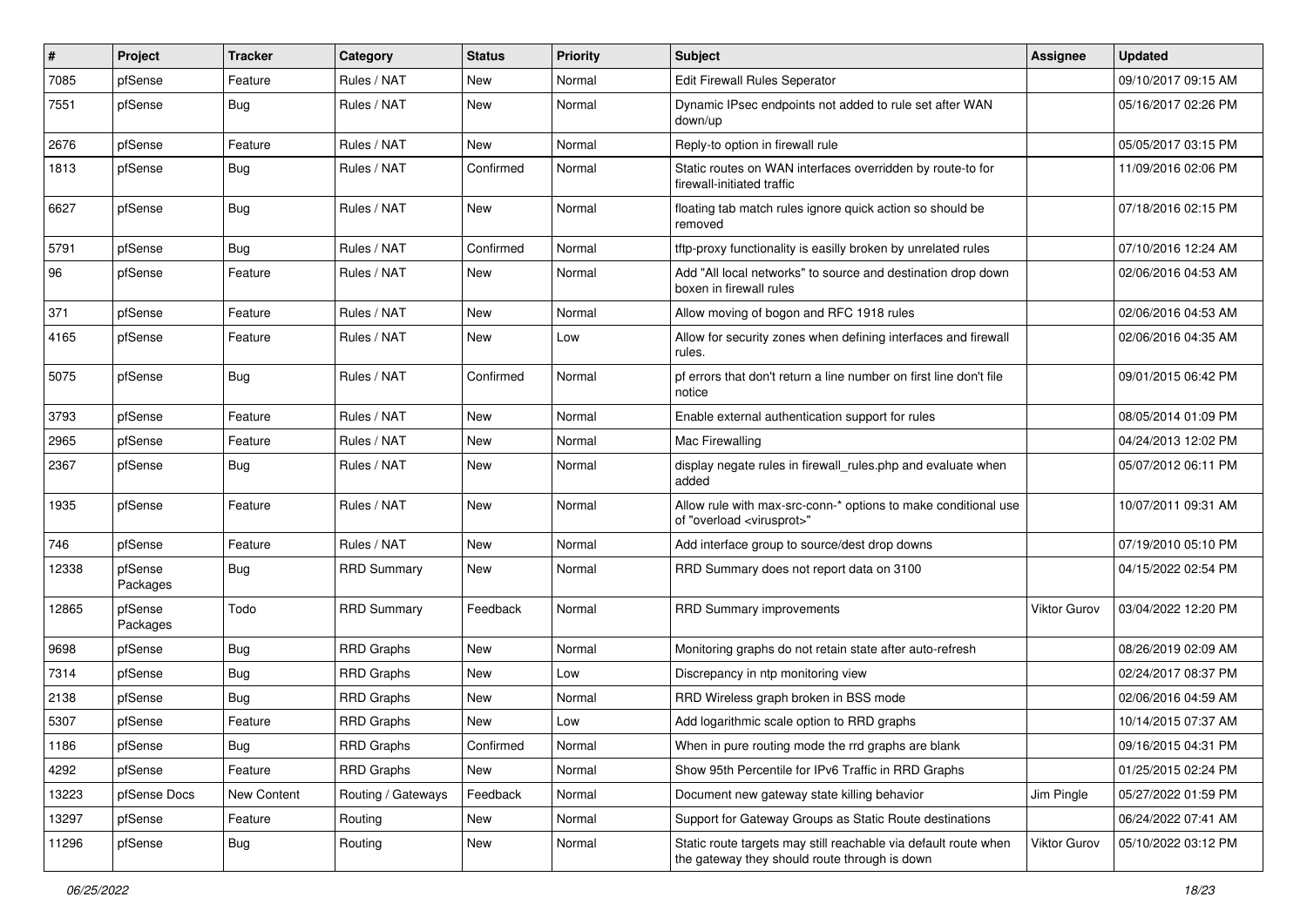| # | Project | Tracker | Category | Status | Priority | Subject | Assignee | Updated |
|---|---|---|---|---|---|---|---|---|
| 7085 | pfSense | Feature | Rules / NAT | New | Normal | Edit Firewall Rules Seperator | | 09/10/2017 09:15 AM |
| 7551 | pfSense | Bug | Rules / NAT | New | Normal | Dynamic IPsec endpoints not added to rule set after WAN down/up | | 05/16/2017 02:26 PM |
| 2676 | pfSense | Feature | Rules / NAT | New | Normal | Reply-to option in firewall rule | | 05/05/2017 03:15 PM |
| 1813 | pfSense | Bug | Rules / NAT | Confirmed | Normal | Static routes on WAN interfaces overridden by route-to for firewall-initiated traffic | | 11/09/2016 02:06 PM |
| 6627 | pfSense | Bug | Rules / NAT | New | Normal | floating tab match rules ignore quick action so should be removed | | 07/18/2016 02:15 PM |
| 5791 | pfSense | Bug | Rules / NAT | Confirmed | Normal | tftp-proxy functionality is easilly broken by unrelated rules | | 07/10/2016 12:24 AM |
| 96 | pfSense | Feature | Rules / NAT | New | Normal | Add "All local networks" to source and destination drop down boxen in firewall rules | | 02/06/2016 04:53 AM |
| 371 | pfSense | Feature | Rules / NAT | New | Normal | Allow moving of bogon and RFC 1918 rules | | 02/06/2016 04:53 AM |
| 4165 | pfSense | Feature | Rules / NAT | New | Low | Allow for security zones when defining interfaces and firewall rules. | | 02/06/2016 04:35 AM |
| 5075 | pfSense | Bug | Rules / NAT | Confirmed | Normal | pf errors that don't return a line number on first line don't file notice | | 09/01/2015 06:42 PM |
| 3793 | pfSense | Feature | Rules / NAT | New | Normal | Enable external authentication support for rules | | 08/05/2014 01:09 PM |
| 2965 | pfSense | Feature | Rules / NAT | New | Normal | Mac Firewalling | | 04/24/2013 12:02 PM |
| 2367 | pfSense | Bug | Rules / NAT | New | Normal | display negate rules in firewall_rules.php and evaluate when added | | 05/07/2012 06:11 PM |
| 1935 | pfSense | Feature | Rules / NAT | New | Normal | Allow rule with max-src-conn-* options to make conditional use of "overload <virusprot>" | | 10/07/2011 09:31 AM |
| 746 | pfSense | Feature | Rules / NAT | New | Normal | Add interface group to source/dest drop downs | | 07/19/2010 05:10 PM |
| 12338 | pfSense Packages | Bug | RRD Summary | New | Normal | RRD Summary does not report data on 3100 | | 04/15/2022 02:54 PM |
| 12865 | pfSense Packages | Todo | RRD Summary | Feedback | Normal | RRD Summary improvements | Viktor Gurov | 03/04/2022 12:20 PM |
| 9698 | pfSense | Bug | RRD Graphs | New | Normal | Monitoring graphs do not retain state after auto-refresh | | 08/26/2019 02:09 AM |
| 7314 | pfSense | Bug | RRD Graphs | New | Low | Discrepancy in ntp monitoring view | | 02/24/2017 08:37 PM |
| 2138 | pfSense | Bug | RRD Graphs | New | Normal | RRD Wireless graph broken in BSS mode | | 02/06/2016 04:59 AM |
| 5307 | pfSense | Feature | RRD Graphs | New | Low | Add logarithmic scale option to RRD graphs | | 10/14/2015 07:37 AM |
| 1186 | pfSense | Bug | RRD Graphs | Confirmed | Normal | When in pure routing mode the rrd graphs are blank | | 09/16/2015 04:31 PM |
| 4292 | pfSense | Feature | RRD Graphs | New | Normal | Show 95th Percentile for IPv6 Traffic in RRD Graphs | | 01/25/2015 02:24 PM |
| 13223 | pfSense Docs | New Content | Routing / Gateways | Feedback | Normal | Document new gateway state killing behavior | Jim Pingle | 05/27/2022 01:59 PM |
| 13297 | pfSense | Feature | Routing | New | Normal | Support for Gateway Groups as Static Route destinations | | 06/24/2022 07:41 AM |
| 11296 | pfSense | Bug | Routing | New | Normal | Static route targets may still reachable via default route when the gateway they should route through is down | Viktor Gurov | 05/10/2022 03:12 PM |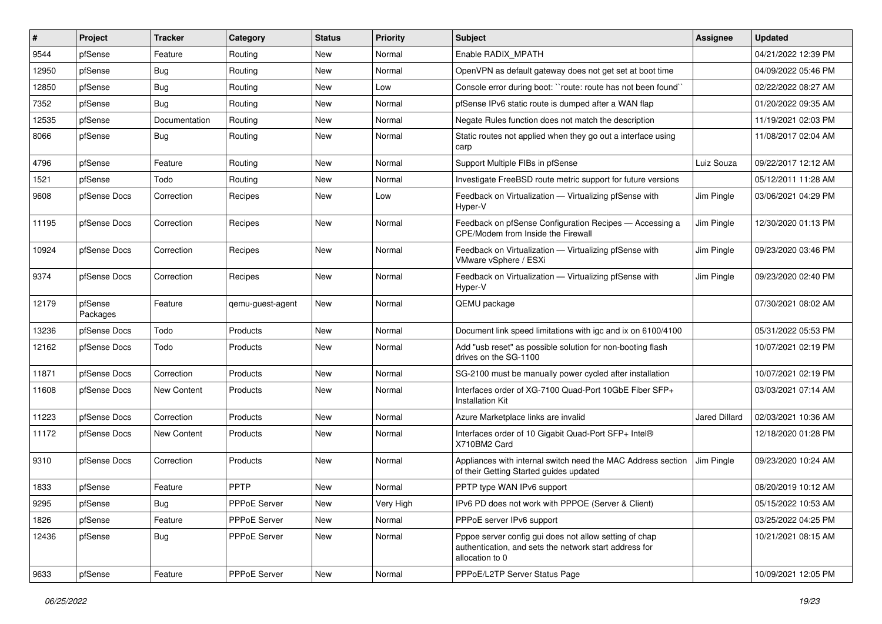| # | Project | Tracker | Category | Status | Priority | Subject | Assignee | Updated |
| --- | --- | --- | --- | --- | --- | --- | --- | --- |
| 9544 | pfSense | Feature | Routing | New | Normal | Enable RADIX_MPATH | | 04/21/2022 12:39 PM |
| 12950 | pfSense | Bug | Routing | New | Normal | OpenVPN as default gateway does not get set at boot time | | 04/09/2022 05:46 PM |
| 12850 | pfSense | Bug | Routing | New | Low | Console error during boot: ``route: route has not been found`` | | 02/22/2022 08:27 AM |
| 7352 | pfSense | Bug | Routing | New | Normal | pfSense IPv6 static route is dumped after a WAN flap | | 01/20/2022 09:35 AM |
| 12535 | pfSense | Documentation | Routing | New | Normal | Negate Rules function does not match the description | | 11/19/2021 02:03 PM |
| 8066 | pfSense | Bug | Routing | New | Normal | Static routes not applied when they go out a interface using carp | | 11/08/2017 02:04 AM |
| 4796 | pfSense | Feature | Routing | New | Normal | Support Multiple FIBs in pfSense | Luiz Souza | 09/22/2017 12:12 AM |
| 1521 | pfSense | Todo | Routing | New | Normal | Investigate FreeBSD route metric support for future versions | | 05/12/2011 11:28 AM |
| 9608 | pfSense Docs | Correction | Recipes | New | Low | Feedback on Virtualization — Virtualizing pfSense with Hyper-V | Jim Pingle | 03/06/2021 04:29 PM |
| 11195 | pfSense Docs | Correction | Recipes | New | Normal | Feedback on pfSense Configuration Recipes — Accessing a CPE/Modem from Inside the Firewall | Jim Pingle | 12/30/2020 01:13 PM |
| 10924 | pfSense Docs | Correction | Recipes | New | Normal | Feedback on Virtualization — Virtualizing pfSense with VMware vSphere / ESXi | Jim Pingle | 09/23/2020 03:46 PM |
| 9374 | pfSense Docs | Correction | Recipes | New | Normal | Feedback on Virtualization — Virtualizing pfSense with Hyper-V | Jim Pingle | 09/23/2020 02:40 PM |
| 12179 | pfSense Packages | Feature | qemu-guest-agent | New | Normal | QEMU package | | 07/30/2021 08:02 AM |
| 13236 | pfSense Docs | Todo | Products | New | Normal | Document link speed limitations with igc and ix on 6100/4100 | | 05/31/2022 05:53 PM |
| 12162 | pfSense Docs | Todo | Products | New | Normal | Add "usb reset" as possible solution for non-booting flash drives on the SG-1100 | | 10/07/2021 02:19 PM |
| 11871 | pfSense Docs | Correction | Products | New | Normal | SG-2100 must be manually power cycled after installation | | 10/07/2021 02:19 PM |
| 11608 | pfSense Docs | New Content | Products | New | Normal | Interfaces order of XG-7100 Quad-Port 10GbE Fiber SFP+ Installation Kit | | 03/03/2021 07:14 AM |
| 11223 | pfSense Docs | Correction | Products | New | Normal | Azure Marketplace links are invalid | Jared Dillard | 02/03/2021 10:36 AM |
| 11172 | pfSense Docs | New Content | Products | New | Normal | Interfaces order of 10 Gigabit Quad-Port SFP+ Intel® X710BM2 Card | | 12/18/2020 01:28 PM |
| 9310 | pfSense Docs | Correction | Products | New | Normal | Appliances with internal switch need the MAC Address section of their Getting Started guides updated | Jim Pingle | 09/23/2020 10:24 AM |
| 1833 | pfSense | Feature | PPTP | New | Normal | PPTP type WAN IPv6 support | | 08/20/2019 10:12 AM |
| 9295 | pfSense | Bug | PPPoE Server | New | Very High | IPv6 PD does not work with PPPOE (Server & Client) | | 05/15/2022 10:53 AM |
| 1826 | pfSense | Feature | PPPoE Server | New | Normal | PPPoE server IPv6 support | | 03/25/2022 04:25 PM |
| 12436 | pfSense | Bug | PPPoE Server | New | Normal | Pppoe server config gui does not allow setting of chap authentication, and sets the network start address for allocation to 0 | | 10/21/2021 08:15 AM |
| 9633 | pfSense | Feature | PPPoE Server | New | Normal | PPPoE/L2TP Server Status Page | | 10/09/2021 12:05 PM |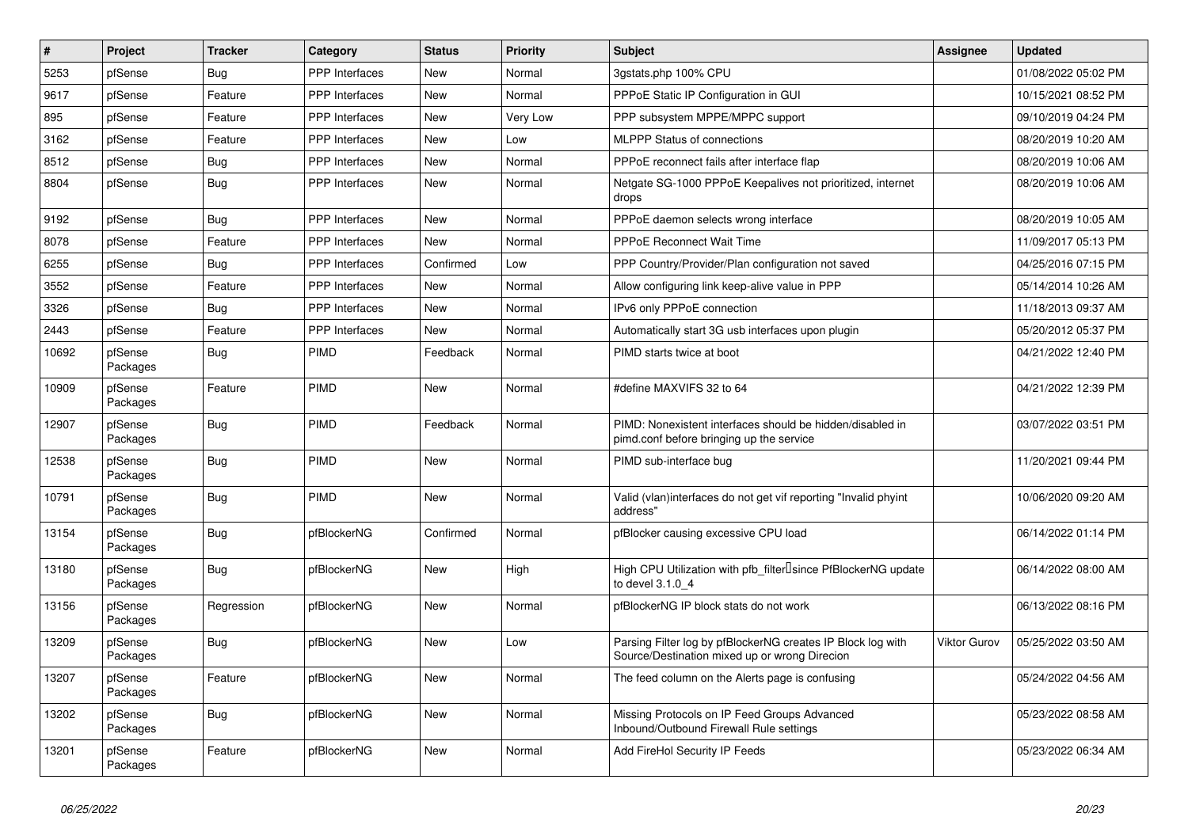| # | Project | Tracker | Category | Status | Priority | Subject | Assignee | Updated |
|---|---|---|---|---|---|---|---|---|
| 5253 | pfSense | Bug | PPP Interfaces | New | Normal | 3gstats.php 100% CPU | | 01/08/2022 05:02 PM |
| 9617 | pfSense | Feature | PPP Interfaces | New | Normal | PPPoE Static IP Configuration in GUI | | 10/15/2021 08:52 PM |
| 895 | pfSense | Feature | PPP Interfaces | New | Very Low | PPP subsystem MPPE/MPPC support | | 09/10/2019 04:24 PM |
| 3162 | pfSense | Feature | PPP Interfaces | New | Low | MLPPP Status of connections | | 08/20/2019 10:20 AM |
| 8512 | pfSense | Bug | PPP Interfaces | New | Normal | PPPoE reconnect fails after interface flap | | 08/20/2019 10:06 AM |
| 8804 | pfSense | Bug | PPP Interfaces | New | Normal | Netgate SG-1000 PPPoE Keepalives not prioritized, internet drops | | 08/20/2019 10:06 AM |
| 9192 | pfSense | Bug | PPP Interfaces | New | Normal | PPPoE daemon selects wrong interface | | 08/20/2019 10:05 AM |
| 8078 | pfSense | Feature | PPP Interfaces | New | Normal | PPPoE Reconnect Wait Time | | 11/09/2017 05:13 PM |
| 6255 | pfSense | Bug | PPP Interfaces | Confirmed | Low | PPP Country/Provider/Plan configuration not saved | | 04/25/2016 07:15 PM |
| 3552 | pfSense | Feature | PPP Interfaces | New | Normal | Allow configuring link keep-alive value in PPP | | 05/14/2014 10:26 AM |
| 3326 | pfSense | Bug | PPP Interfaces | New | Normal | IPv6 only PPPoE connection | | 11/18/2013 09:37 AM |
| 2443 | pfSense | Feature | PPP Interfaces | New | Normal | Automatically start 3G usb interfaces upon plugin | | 05/20/2012 05:37 PM |
| 10692 | pfSense Packages | Bug | PIMD | Feedback | Normal | PIMD starts twice at boot | | 04/21/2022 12:40 PM |
| 10909 | pfSense Packages | Feature | PIMD | New | Normal | #define MAXVIFS 32 to 64 | | 04/21/2022 12:39 PM |
| 12907 | pfSense Packages | Bug | PIMD | Feedback | Normal | PIMD: Nonexistent interfaces should be hidden/disabled in pimd.conf before bringing up the service | | 03/07/2022 03:51 PM |
| 12538 | pfSense Packages | Bug | PIMD | New | Normal | PIMD sub-interface bug | | 11/20/2021 09:44 PM |
| 10791 | pfSense Packages | Bug | PIMD | New | Normal | Valid (vlan)interfaces do not get vif reporting "Invalid phyint address" | | 10/06/2020 09:20 AM |
| 13154 | pfSense Packages | Bug | pfBlockerNG | Confirmed | Normal | pfBlocker causing excessive CPU load | | 06/14/2022 01:14 PM |
| 13180 | pfSense Packages | Bug | pfBlockerNG | New | High | High CPU Utilization with pfb_filter since PfBlockerNG update to devel 3.1.0_4 | | 06/14/2022 08:00 AM |
| 13156 | pfSense Packages | Regression | pfBlockerNG | New | Normal | pfBlockerNG IP block stats do not work | | 06/13/2022 08:16 PM |
| 13209 | pfSense Packages | Bug | pfBlockerNG | New | Low | Parsing Filter log by pfBlockerNG creates IP Block log with Source/Destination mixed up or wrong Direcion | Viktor Gurov | 05/25/2022 03:50 AM |
| 13207 | pfSense Packages | Feature | pfBlockerNG | New | Normal | The feed column on the Alerts page is confusing | | 05/24/2022 04:56 AM |
| 13202 | pfSense Packages | Bug | pfBlockerNG | New | Normal | Missing Protocols on IP Feed Groups Advanced Inbound/Outbound Firewall Rule settings | | 05/23/2022 08:58 AM |
| 13201 | pfSense Packages | Feature | pfBlockerNG | New | Normal | Add FireHol Security IP Feeds | | 05/23/2022 06:34 AM |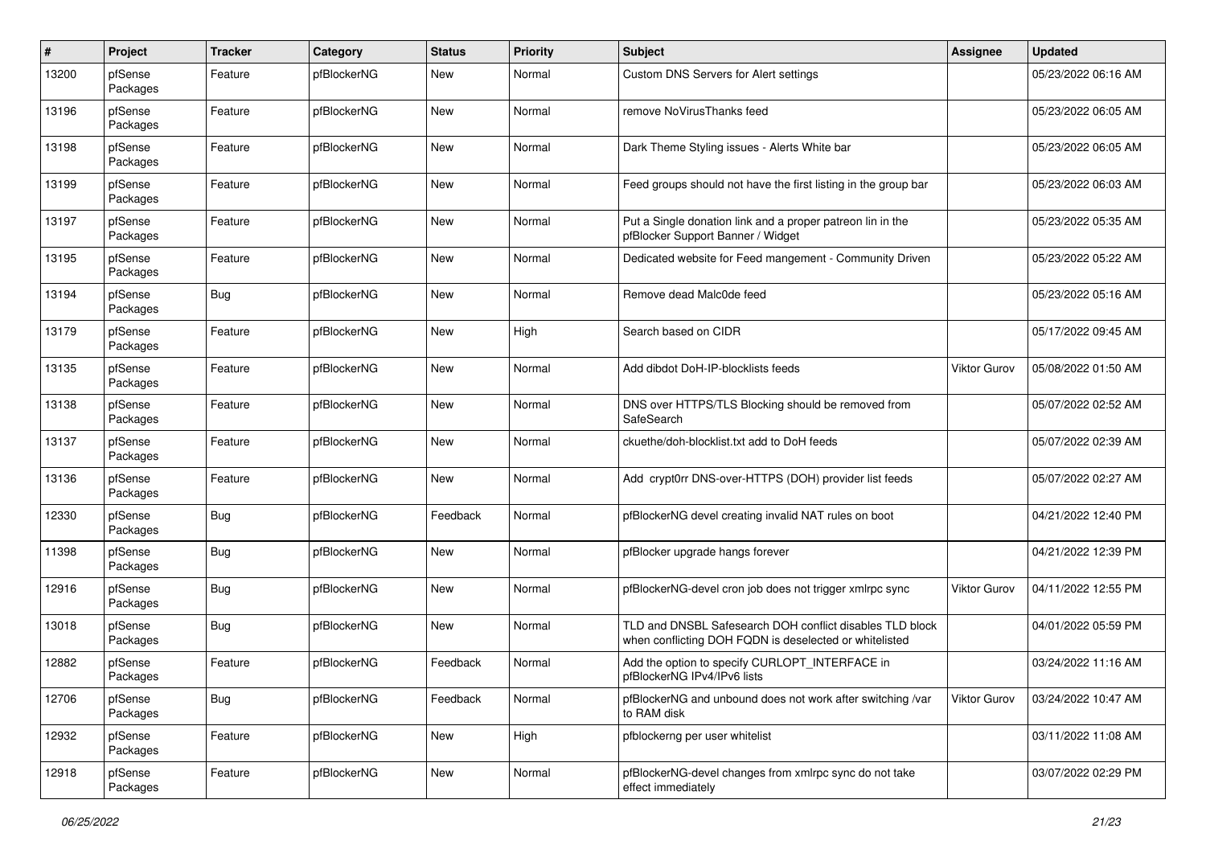| # | Project | Tracker | Category | Status | Priority | Subject | Assignee | Updated |
|---|---|---|---|---|---|---|---|---|
| 13200 | pfSense Packages | Feature | pfBlockerNG | New | Normal | Custom DNS Servers for Alert settings | | 05/23/2022 06:16 AM |
| 13196 | pfSense Packages | Feature | pfBlockerNG | New | Normal | remove NoVirusThanks feed | | 05/23/2022 06:05 AM |
| 13198 | pfSense Packages | Feature | pfBlockerNG | New | Normal | Dark Theme Styling issues - Alerts White bar | | 05/23/2022 06:05 AM |
| 13199 | pfSense Packages | Feature | pfBlockerNG | New | Normal | Feed groups should not have the first listing in the group bar | | 05/23/2022 06:03 AM |
| 13197 | pfSense Packages | Feature | pfBlockerNG | New | Normal | Put a Single donation link and a proper patreon lin in the pfBlocker Support Banner / Widget | | 05/23/2022 05:35 AM |
| 13195 | pfSense Packages | Feature | pfBlockerNG | New | Normal | Dedicated website for Feed mangement - Community Driven | | 05/23/2022 05:22 AM |
| 13194 | pfSense Packages | Bug | pfBlockerNG | New | Normal | Remove dead Malc0de feed | | 05/23/2022 05:16 AM |
| 13179 | pfSense Packages | Feature | pfBlockerNG | New | High | Search based on CIDR | | 05/17/2022 09:45 AM |
| 13135 | pfSense Packages | Feature | pfBlockerNG | New | Normal | Add dibdot DoH-IP-blocklists feeds | Viktor Gurov | 05/08/2022 01:50 AM |
| 13138 | pfSense Packages | Feature | pfBlockerNG | New | Normal | DNS over HTTPS/TLS Blocking should be removed from SafeSearch | | 05/07/2022 02:52 AM |
| 13137 | pfSense Packages | Feature | pfBlockerNG | New | Normal | ckuethe/doh-blocklist.txt add to DoH feeds | | 05/07/2022 02:39 AM |
| 13136 | pfSense Packages | Feature | pfBlockerNG | New | Normal | Add crypt0rr DNS-over-HTTPS (DOH) provider list feeds | | 05/07/2022 02:27 AM |
| 12330 | pfSense Packages | Bug | pfBlockerNG | Feedback | Normal | pfBlockerNG devel creating invalid NAT rules on boot | | 04/21/2022 12:40 PM |
| 11398 | pfSense Packages | Bug | pfBlockerNG | New | Normal | pfBlocker upgrade hangs forever | | 04/21/2022 12:39 PM |
| 12916 | pfSense Packages | Bug | pfBlockerNG | New | Normal | pfBlockerNG-devel cron job does not trigger xmlrpc sync | Viktor Gurov | 04/11/2022 12:55 PM |
| 13018 | pfSense Packages | Bug | pfBlockerNG | New | Normal | TLD and DNSBL Safesearch DOH conflict disables TLD block when conflicting DOH FQDN is deselected or whitelisted | | 04/01/2022 05:59 PM |
| 12882 | pfSense Packages | Feature | pfBlockerNG | Feedback | Normal | Add the option to specify CURLOPT_INTERFACE in pfBlockerNG IPv4/IPv6 lists | | 03/24/2022 11:16 AM |
| 12706 | pfSense Packages | Bug | pfBlockerNG | Feedback | Normal | pfBlockerNG and unbound does not work after switching /var to RAM disk | Viktor Gurov | 03/24/2022 10:47 AM |
| 12932 | pfSense Packages | Feature | pfBlockerNG | New | High | pfblockerng per user whitelist | | 03/11/2022 11:08 AM |
| 12918 | pfSense Packages | Feature | pfBlockerNG | New | Normal | pfBlockerNG-devel changes from xmlrpc sync do not take effect immediately | | 03/07/2022 02:29 PM |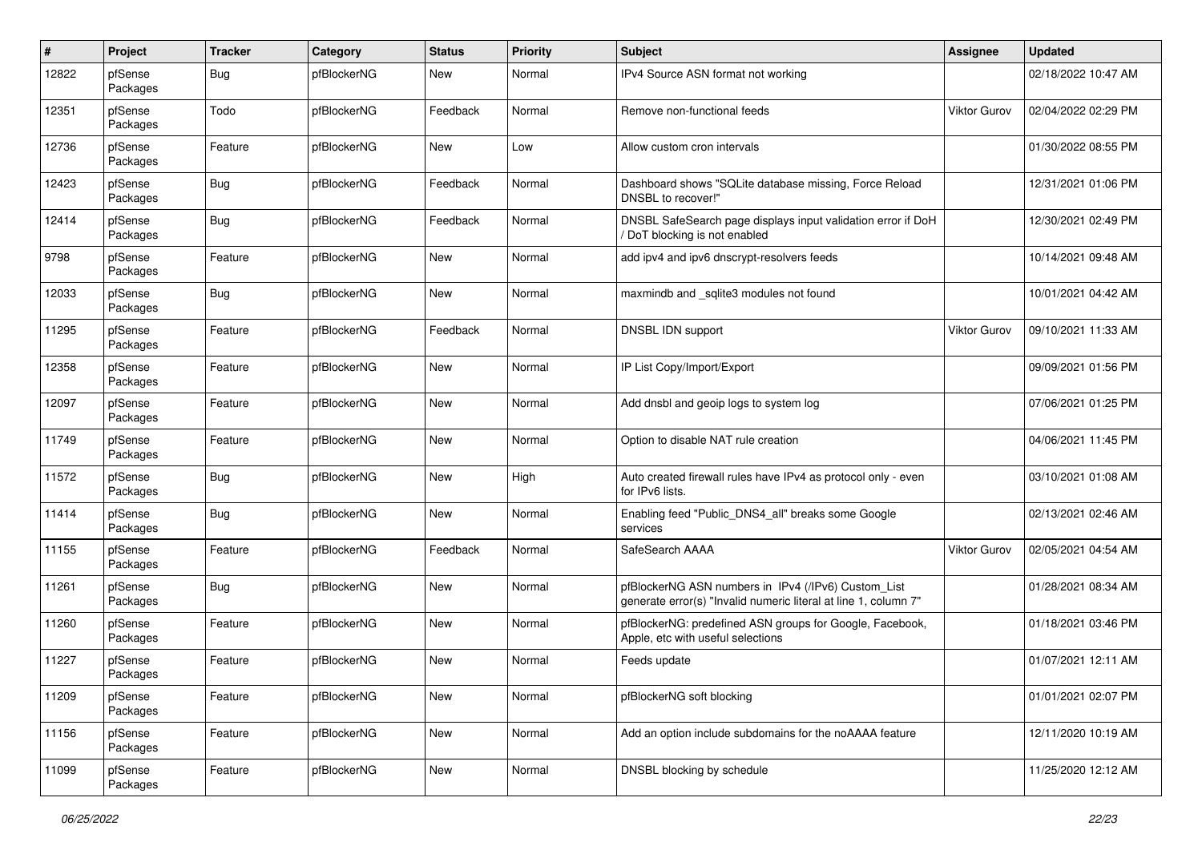| # | Project | Tracker | Category | Status | Priority | Subject | Assignee | Updated |
|---|---|---|---|---|---|---|---|---|
| 12822 | pfSense Packages | Bug | pfBlockerNG | New | Normal | IPv4 Source ASN format not working | | 02/18/2022 10:47 AM |
| 12351 | pfSense Packages | Todo | pfBlockerNG | Feedback | Normal | Remove non-functional feeds | Viktor Gurov | 02/04/2022 02:29 PM |
| 12736 | pfSense Packages | Feature | pfBlockerNG | New | Low | Allow custom cron intervals | | 01/30/2022 08:55 PM |
| 12423 | pfSense Packages | Bug | pfBlockerNG | Feedback | Normal | Dashboard shows "SQLite database missing, Force Reload DNSBL to recover!" | | 12/31/2021 01:06 PM |
| 12414 | pfSense Packages | Bug | pfBlockerNG | Feedback | Normal | DNSBL SafeSearch page displays input validation error if DoH / DoT blocking is not enabled | | 12/30/2021 02:49 PM |
| 9798 | pfSense Packages | Feature | pfBlockerNG | New | Normal | add ipv4 and ipv6 dnscrypt-resolvers feeds | | 10/14/2021 09:48 AM |
| 12033 | pfSense Packages | Bug | pfBlockerNG | New | Normal | maxmindb and _sqlite3 modules not found | | 10/01/2021 04:42 AM |
| 11295 | pfSense Packages | Feature | pfBlockerNG | Feedback | Normal | DNSBL IDN support | Viktor Gurov | 09/10/2021 11:33 AM |
| 12358 | pfSense Packages | Feature | pfBlockerNG | New | Normal | IP List Copy/Import/Export | | 09/09/2021 01:56 PM |
| 12097 | pfSense Packages | Feature | pfBlockerNG | New | Normal | Add dnsbl and geoip logs to system log | | 07/06/2021 01:25 PM |
| 11749 | pfSense Packages | Feature | pfBlockerNG | New | Normal | Option to disable NAT rule creation | | 04/06/2021 11:45 PM |
| 11572 | pfSense Packages | Bug | pfBlockerNG | New | High | Auto created firewall rules have IPv4 as protocol only - even for IPv6 lists. | | 03/10/2021 01:08 AM |
| 11414 | pfSense Packages | Bug | pfBlockerNG | New | Normal | Enabling feed "Public_DNS4_all" breaks some Google services | | 02/13/2021 02:46 AM |
| 11155 | pfSense Packages | Feature | pfBlockerNG | Feedback | Normal | SafeSearch AAAA | Viktor Gurov | 02/05/2021 04:54 AM |
| 11261 | pfSense Packages | Bug | pfBlockerNG | New | Normal | pfBlockerNG ASN numbers in IPv4 (/IPv6) Custom_List generate error(s) "Invalid numeric literal at line 1, column 7" | | 01/28/2021 08:34 AM |
| 11260 | pfSense Packages | Feature | pfBlockerNG | New | Normal | pfBlockerNG: predefined ASN groups for Google, Facebook, Apple, etc with useful selections | | 01/18/2021 03:46 PM |
| 11227 | pfSense Packages | Feature | pfBlockerNG | New | Normal | Feeds update | | 01/07/2021 12:11 AM |
| 11209 | pfSense Packages | Feature | pfBlockerNG | New | Normal | pfBlockerNG soft blocking | | 01/01/2021 02:07 PM |
| 11156 | pfSense Packages | Feature | pfBlockerNG | New | Normal | Add an option include subdomains for the noAAAA feature | | 12/11/2020 10:19 AM |
| 11099 | pfSense Packages | Feature | pfBlockerNG | New | Normal | DNSBL blocking by schedule | | 11/25/2020 12:12 AM |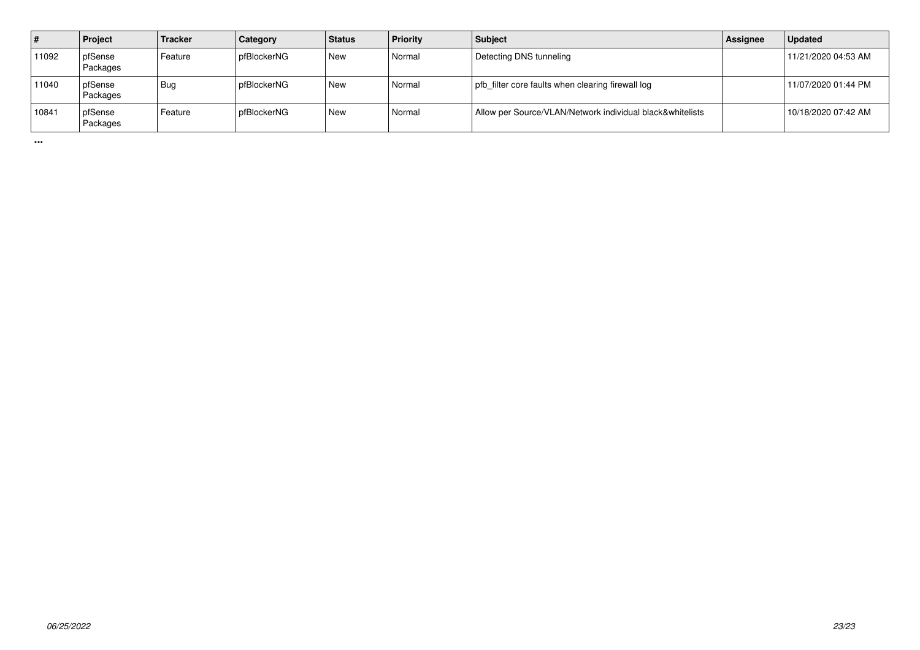| # | Project | Tracker | Category | Status | Priority | Subject | Assignee | Updated |
|---|---|---|---|---|---|---|---|---|
| 11092 | pfSense Packages | Feature | pfBlockerNG | New | Normal | Detecting DNS tunneling | | 11/21/2020 04:53 AM |
| 11040 | pfSense Packages | Bug | pfBlockerNG | New | Normal | pfb_filter core faults when clearing firewall log | | 11/07/2020 01:44 PM |
| 10841 | pfSense Packages | Feature | pfBlockerNG | New | Normal | Allow per Source/VLAN/Network individual black&whitelists | | 10/18/2020 07:42 AM |

...